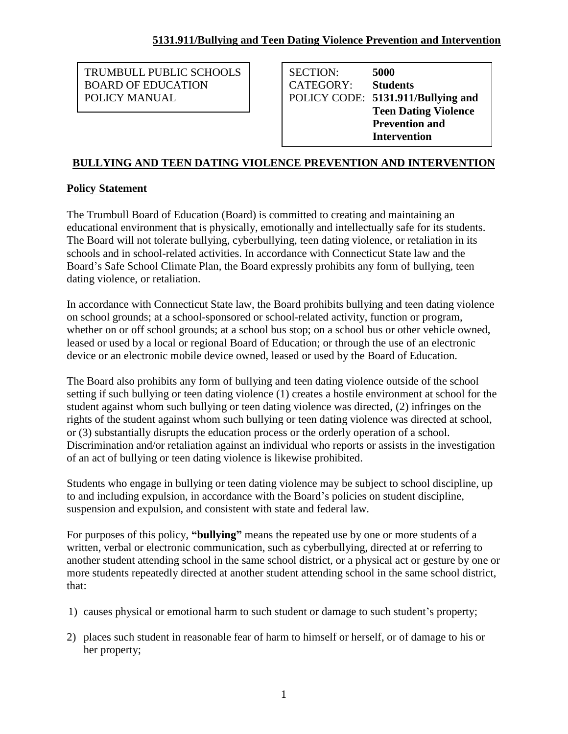**5131.911/Bullying and Teen Dating Violence Prevention and Intervention**

| TRUMBULL PUBLIC SCHOOLS BOARD OF EDUCATION POLICY MANUAL | SECTION: **5000** CATEGORY: **Students** POLICY CODE: **5131.911/Bullying and Teen Dating Violence Prevention and Intervention** |
| --- | --- |

## BULLYING AND TEEN DATING VIOLENCE PREVENTION AND INTERVENTION

### Policy Statement

The Trumbull Board of Education (Board) is committed to creating and maintaining an educational environment that is physically, emotionally and intellectually safe for its students. The Board will not tolerate bullying, cyberbullying, teen dating violence, or retaliation in its schools and in school-related activities. In accordance with Connecticut State law and the Board's Safe School Climate Plan, the Board expressly prohibits any form of bullying, teen dating violence, or retaliation.

In accordance with Connecticut State law, the Board prohibits bullying and teen dating violence on school grounds; at a school-sponsored or school-related activity, function or program, whether on or off school grounds; at a school bus stop; on a school bus or other vehicle owned, leased or used by a local or regional Board of Education; or through the use of an electronic device or an electronic mobile device owned, leased or used by the Board of Education.

The Board also prohibits any form of bullying and teen dating violence outside of the school setting if such bullying or teen dating violence (1) creates a hostile environment at school for the student against whom such bullying or teen dating violence was directed, (2) infringes on the rights of the student against whom such bullying or teen dating violence was directed at school, or (3) substantially disrupts the education process or the orderly operation of a school. Discrimination and/or retaliation against an individual who reports or assists in the investigation of an act of bullying or teen dating violence is likewise prohibited.

Students who engage in bullying or teen dating violence may be subject to school discipline, up to and including expulsion, in accordance with the Board's policies on student discipline, suspension and expulsion, and consistent with state and federal law.

For purposes of this policy, **"bullying"** means the repeated use by one or more students of a written, verbal or electronic communication, such as cyberbullying, directed at or referring to another student attending school in the same school district, or a physical act or gesture by one or more students repeatedly directed at another student attending school in the same school district, that:

1) causes physical or emotional harm to such student or damage to such student's property;
2) places such student in reasonable fear of harm to himself or herself, or of damage to his or her property;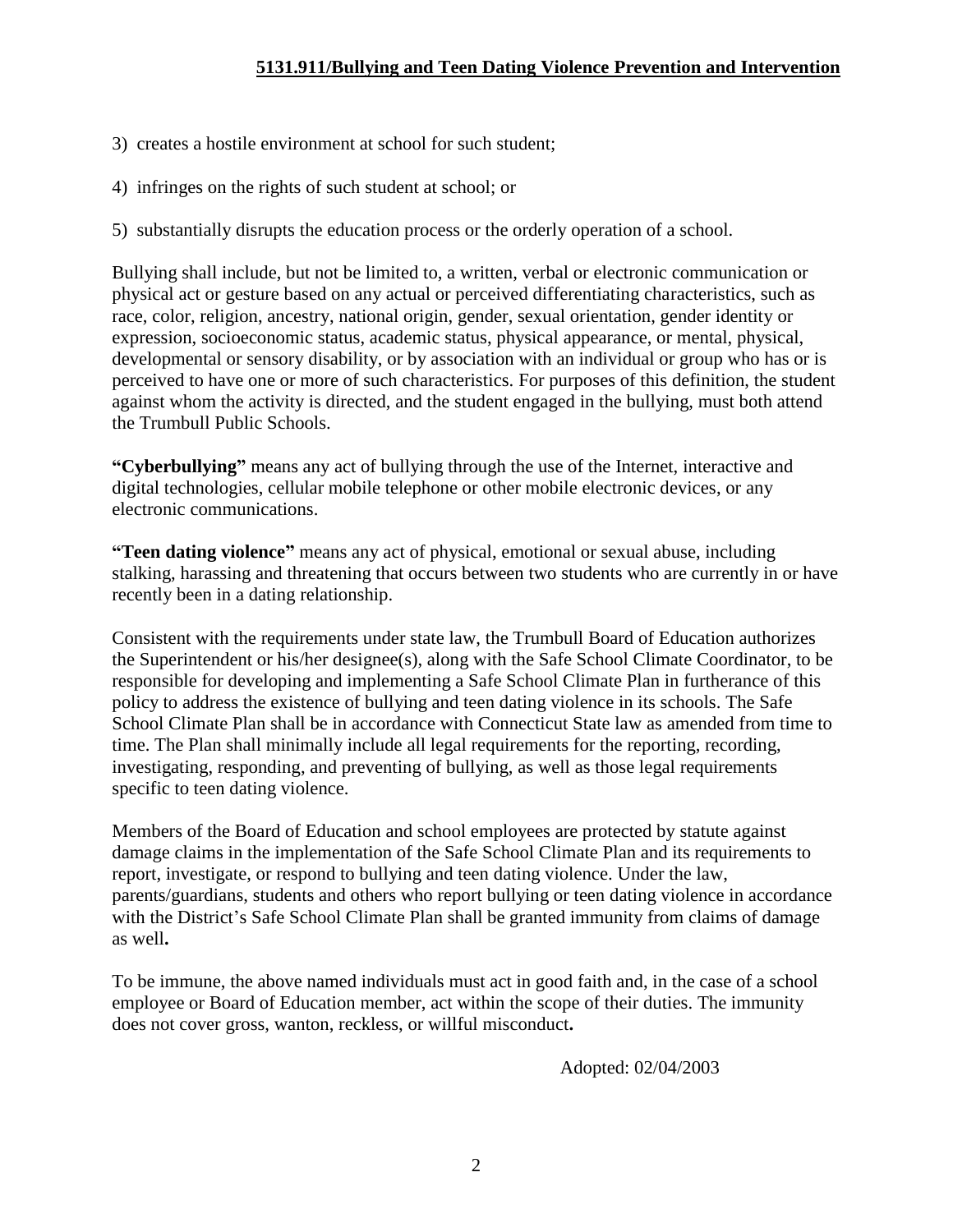3) creates a hostile environment at school for such student;

4) infringes on the rights of such student at school; or

5) substantially disrupts the education process or the orderly operation of a school.

Bullying shall include, but not be limited to, a written, verbal or electronic communication or physical act or gesture based on any actual or perceived differentiating characteristics, such as race, color, religion, ancestry, national origin, gender, sexual orientation, gender identity or expression, socioeconomic status, academic status, physical appearance, or mental, physical, developmental or sensory disability, or by association with an individual or group who has or is perceived to have one or more of such characteristics. For purposes of this definition, the student against whom the activity is directed, and the student engaged in the bullying, must both attend the Trumbull Public Schools.

**"Cyberbullying"** means any act of bullying through the use of the Internet, interactive and digital technologies, cellular mobile telephone or other mobile electronic devices, or any electronic communications.

**"Teen dating violence"** means any act of physical, emotional or sexual abuse, including stalking, harassing and threatening that occurs between two students who are currently in or have recently been in a dating relationship.

Consistent with the requirements under state law, the Trumbull Board of Education authorizes the Superintendent or his/her designee(s), along with the Safe School Climate Coordinator, to be responsible for developing and implementing a Safe School Climate Plan in furtherance of this policy to address the existence of bullying and teen dating violence in its schools. The Safe School Climate Plan shall be in accordance with Connecticut State law as amended from time to time. The Plan shall minimally include all legal requirements for the reporting, recording, investigating, responding, and preventing of bullying, as well as those legal requirements specific to teen dating violence.

Members of the Board of Education and school employees are protected by statute against damage claims in the implementation of the Safe School Climate Plan and its requirements to report, investigate, or respond to bullying and teen dating violence. Under the law, parents/guardians, students and others who report bullying or teen dating violence in accordance with the District's Safe School Climate Plan shall be granted immunity from claims of damage as well.

To be immune, the above named individuals must act in good faith and, in the case of a school employee or Board of Education member, act within the scope of their duties. The immunity does not cover gross, wanton, reckless, or willful misconduct.

Adopted: 02/04/2003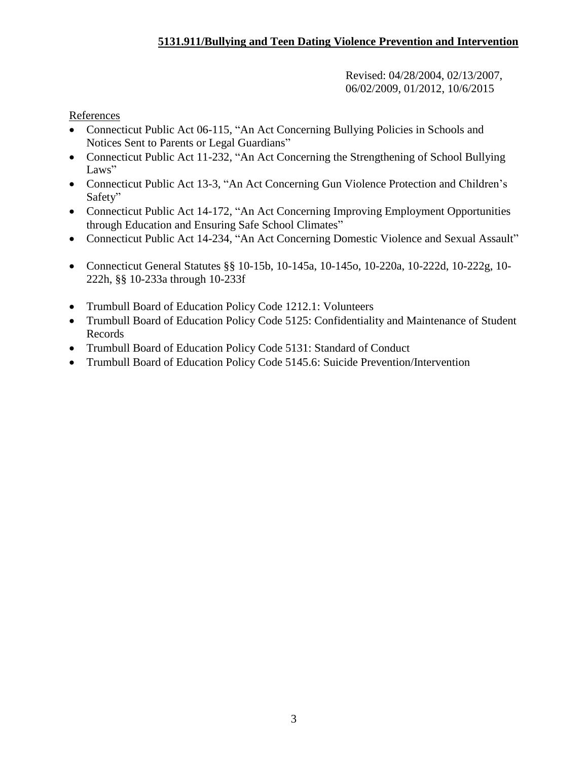**5131.911/Bullying and Teen Dating Violence Prevention and Intervention**

Revised: 04/28/2004, 02/13/2007, 06/02/2009, 01/2012, 10/6/2015

References

- Connecticut Public Act 06-115, "An Act Concerning Bullying Policies in Schools and Notices Sent to Parents or Legal Guardians"
- Connecticut Public Act 11-232, "An Act Concerning the Strengthening of School Bullying Laws"
- Connecticut Public Act 13-3, "An Act Concerning Gun Violence Protection and Children's Safety"
- Connecticut Public Act 14-172, "An Act Concerning Improving Employment Opportunities through Education and Ensuring Safe School Climates"
- Connecticut Public Act 14-234, "An Act Concerning Domestic Violence and Sexual Assault"

- Connecticut General Statutes §§ 10-15b, 10-145a, 10-145o, 10-220a, 10-222d, 10-222g, 10-222h, §§ 10-233a through 10-233f

- Trumbull Board of Education Policy Code 1212.1: Volunteers
- Trumbull Board of Education Policy Code 5125: Confidentiality and Maintenance of Student Records
- Trumbull Board of Education Policy Code 5131: Standard of Conduct
- Trumbull Board of Education Policy Code 5145.6: Suicide Prevention/Intervention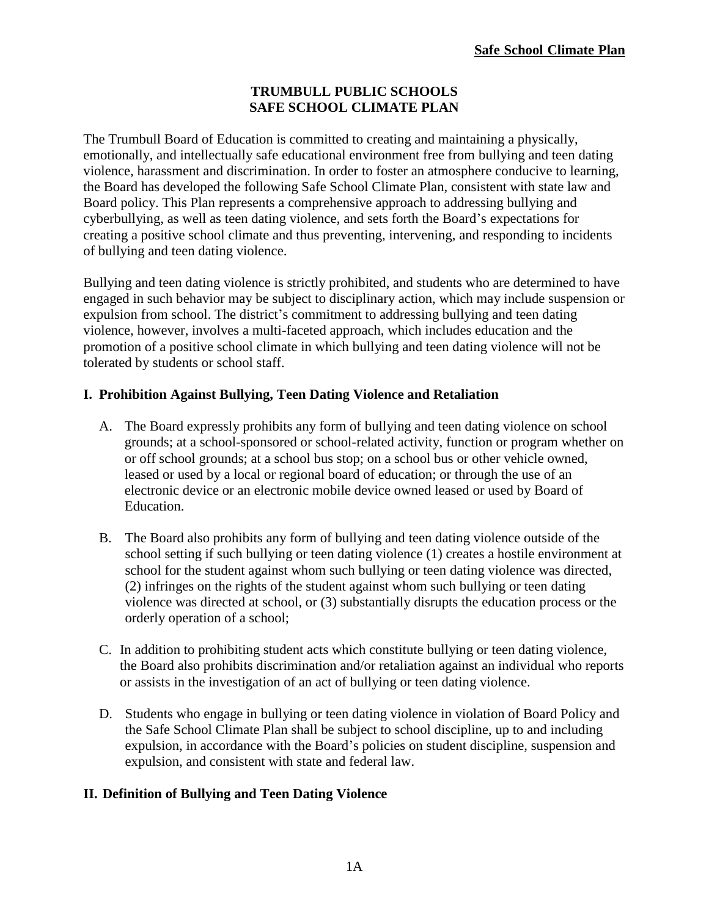# TRUMBULL PUBLIC SCHOOLS
# SAFE SCHOOL CLIMATE PLAN

The Trumbull Board of Education is committed to creating and maintaining a physically, emotionally, and intellectually safe educational environment free from bullying and teen dating violence, harassment and discrimination. In order to foster an atmosphere conducive to learning, the Board has developed the following Safe School Climate Plan, consistent with state law and Board policy. This Plan represents a comprehensive approach to addressing bullying and cyberbullying, as well as teen dating violence, and sets forth the Board's expectations for creating a positive school climate and thus preventing, intervening, and responding to incidents of bullying and teen dating violence.

Bullying and teen dating violence is strictly prohibited, and students who are determined to have engaged in such behavior may be subject to disciplinary action, which may include suspension or expulsion from school. The district's commitment to addressing bullying and teen dating violence, however, involves a multi-faceted approach, which includes education and the promotion of a positive school climate in which bullying and teen dating violence will not be tolerated by students or school staff.

## I. Prohibition Against Bullying, Teen Dating Violence and Retaliation

A. The Board expressly prohibits any form of bullying and teen dating violence on school grounds; at a school-sponsored or school-related activity, function or program whether on or off school grounds; at a school bus stop; on a school bus or other vehicle owned, leased or used by a local or regional board of education; or through the use of an electronic device or an electronic mobile device owned leased or used by Board of Education.

B. The Board also prohibits any form of bullying and teen dating violence outside of the school setting if such bullying or teen dating violence (1) creates a hostile environment at school for the student against whom such bullying or teen dating violence was directed, (2) infringes on the rights of the student against whom such bullying or teen dating violence was directed at school, or (3) substantially disrupts the education process or the orderly operation of a school;

C. In addition to prohibiting student acts which constitute bullying or teen dating violence, the Board also prohibits discrimination and/or retaliation against an individual who reports or assists in the investigation of an act of bullying or teen dating violence.

D. Students who engage in bullying or teen dating violence in violation of Board Policy and the Safe School Climate Plan shall be subject to school discipline, up to and including expulsion, in accordance with the Board's policies on student discipline, suspension and expulsion, and consistent with state and federal law.

## II. Definition of Bullying and Teen Dating Violence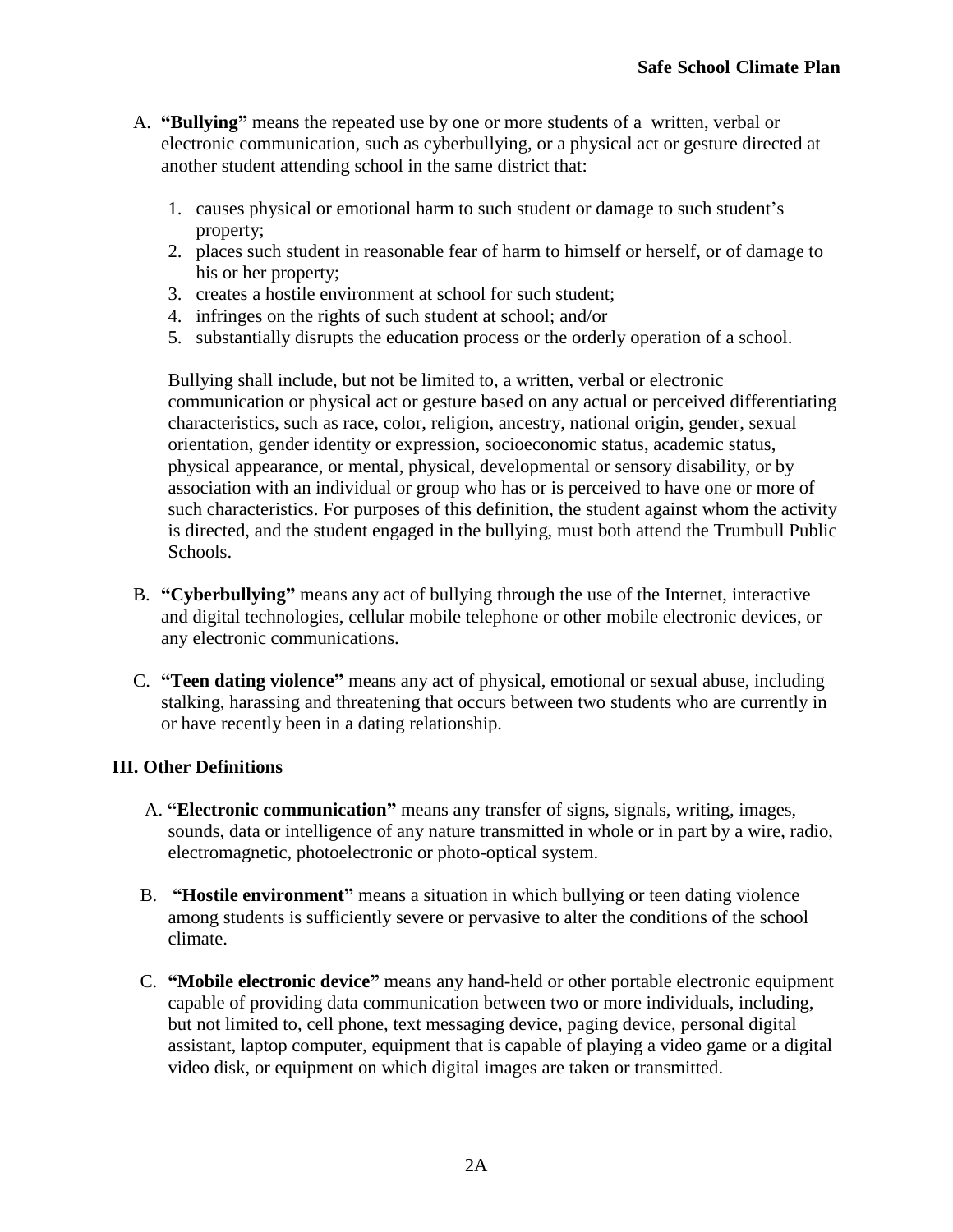A. **"Bullying"** means the repeated use by one or more students of a written, verbal or electronic communication, such as cyberbullying, or a physical act or gesture directed at another student attending school in the same district that:

   1. causes physical or emotional harm to such student or damage to such student's property;
   2. places such student in reasonable fear of harm to himself or herself, or of damage to his or her property;
   3. creates a hostile environment at school for such student;
   4. infringes on the rights of such student at school; and/or
   5. substantially disrupts the education process or the orderly operation of a school.

   Bullying shall include, but not be limited to, a written, verbal or electronic communication or physical act or gesture based on any actual or perceived differentiating characteristics, such as race, color, religion, ancestry, national origin, gender, sexual orientation, gender identity or expression, socioeconomic status, academic status, physical appearance, or mental, physical, developmental or sensory disability, or by association with an individual or group who has or is perceived to have one or more of such characteristics. For purposes of this definition, the student against whom the activity is directed, and the student engaged in the bullying, must both attend the Trumbull Public Schools.

B. **"Cyberbullying"** means any act of bullying through the use of the Internet, interactive and digital technologies, cellular mobile telephone or other mobile electronic devices, or any electronic communications.

C. **"Teen dating violence"** means any act of physical, emotional or sexual abuse, including stalking, harassing and threatening that occurs between two students who are currently in or have recently been in a dating relationship.

## III. Other Definitions

A. **"Electronic communication"** means any transfer of signs, signals, writing, images, sounds, data or intelligence of any nature transmitted in whole or in part by a wire, radio, electromagnetic, photoelectronic or photo-optical system.

B. **"Hostile environment"** means a situation in which bullying or teen dating violence among students is sufficiently severe or pervasive to alter the conditions of the school climate.

C. **"Mobile electronic device"** means any hand-held or other portable electronic equipment capable of providing data communication between two or more individuals, including, but not limited to, cell phone, text messaging device, paging device, personal digital assistant, laptop computer, equipment that is capable of playing a video game or a digital video disk, or equipment on which digital images are taken or transmitted.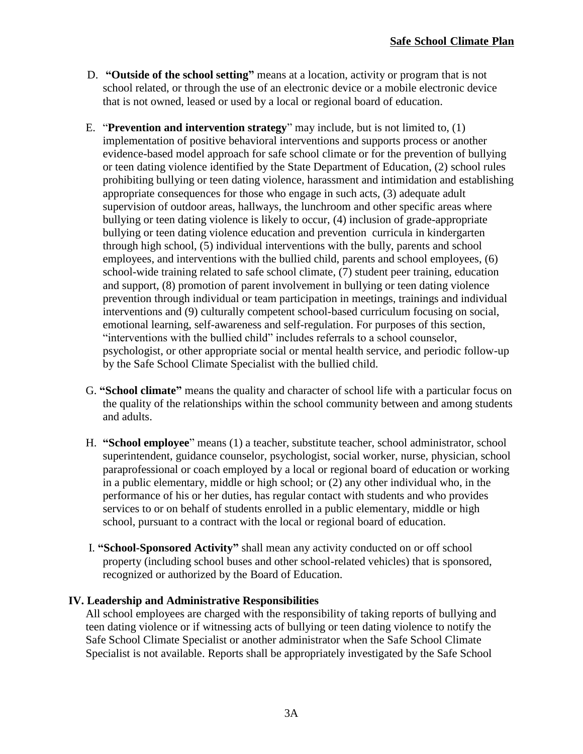D. **"Outside of the school setting"** means at a location, activity or program that is not school related, or through the use of an electronic device or a mobile electronic device that is not owned, leased or used by a local or regional board of education.

E. "**Prevention and intervention strategy**" may include, but is not limited to, (1) implementation of positive behavioral interventions and supports process or another evidence-based model approach for safe school climate or for the prevention of bullying or teen dating violence identified by the State Department of Education, (2) school rules prohibiting bullying or teen dating violence, harassment and intimidation and establishing appropriate consequences for those who engage in such acts, (3) adequate adult supervision of outdoor areas, hallways, the lunchroom and other specific areas where bullying or teen dating violence is likely to occur, (4) inclusion of grade-appropriate bullying or teen dating violence education and prevention curricula in kindergarten through high school, (5) individual interventions with the bully, parents and school employees, and interventions with the bullied child, parents and school employees, (6) school-wide training related to safe school climate, (7) student peer training, education and support, (8) promotion of parent involvement in bullying or teen dating violence prevention through individual or team participation in meetings, trainings and individual interventions and (9) culturally competent school-based curriculum focusing on social, emotional learning, self-awareness and self-regulation. For purposes of this section, "interventions with the bullied child" includes referrals to a school counselor, psychologist, or other appropriate social or mental health service, and periodic follow-up by the Safe School Climate Specialist with the bullied child.

G. **"School climate"** means the quality and character of school life with a particular focus on the quality of the relationships within the school community between and among students and adults.

H. **"School employee**" means (1) a teacher, substitute teacher, school administrator, school superintendent, guidance counselor, psychologist, social worker, nurse, physician, school paraprofessional or coach employed by a local or regional board of education or working in a public elementary, middle or high school; or (2) any other individual who, in the performance of his or her duties, has regular contact with students and who provides services to or on behalf of students enrolled in a public elementary, middle or high school, pursuant to a contract with the local or regional board of education.

I. **"School-Sponsored Activity"** shall mean any activity conducted on or off school property (including school buses and other school-related vehicles) that is sponsored, recognized or authorized by the Board of Education.

## IV. Leadership and Administrative Responsibilities

All school employees are charged with the responsibility of taking reports of bullying and teen dating violence or if witnessing acts of bullying or teen dating violence to notify the Safe School Climate Specialist or another administrator when the Safe School Climate Specialist is not available. Reports shall be appropriately investigated by the Safe School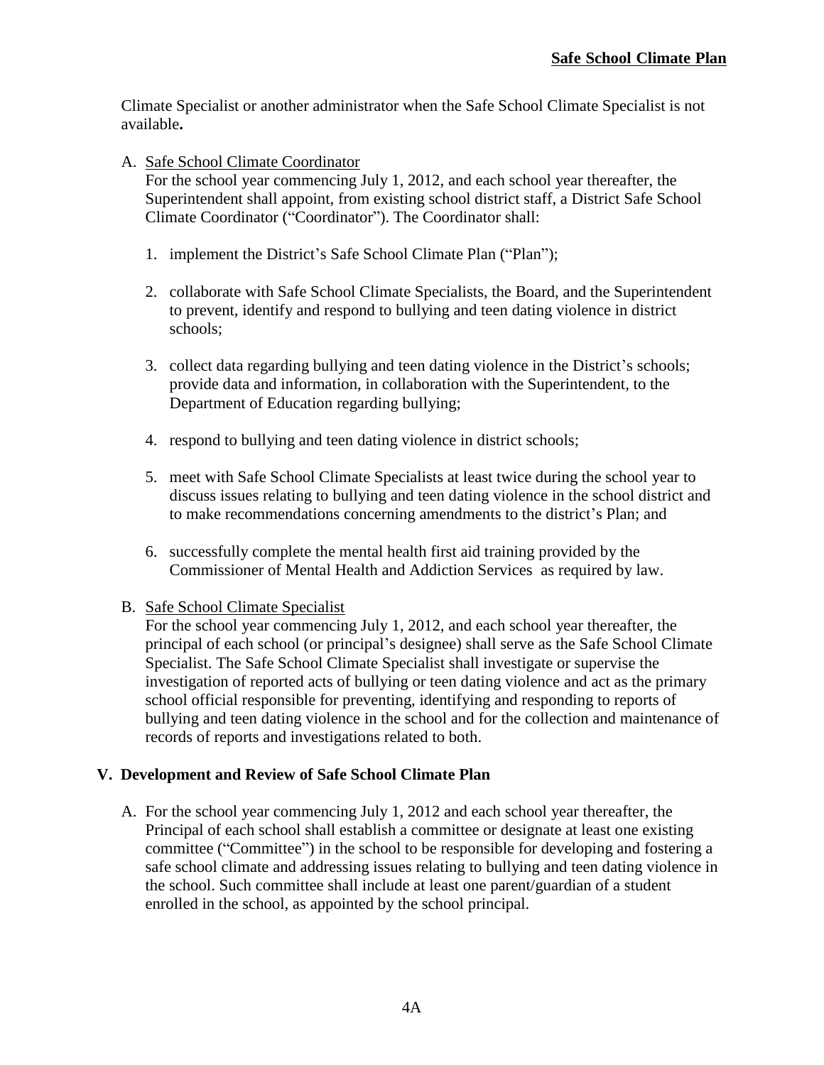Climate Specialist or another administrator when the Safe School Climate Specialist is not available**.**

A. Safe School Climate Coordinator

For the school year commencing July 1, 2012, and each school year thereafter, the Superintendent shall appoint, from existing school district staff, a District Safe School Climate Coordinator ("Coordinator"). The Coordinator shall:

1. implement the District's Safe School Climate Plan ("Plan");

2. collaborate with Safe School Climate Specialists, the Board, and the Superintendent to prevent, identify and respond to bullying and teen dating violence in district schools;

3. collect data regarding bullying and teen dating violence in the District's schools; provide data and information, in collaboration with the Superintendent, to the Department of Education regarding bullying;

4. respond to bullying and teen dating violence in district schools;

5. meet with Safe School Climate Specialists at least twice during the school year to discuss issues relating to bullying and teen dating violence in the school district and to make recommendations concerning amendments to the district's Plan; and

6. successfully complete the mental health first aid training provided by the Commissioner of Mental Health and Addiction Services as required by law.

B. Safe School Climate Specialist

For the school year commencing July 1, 2012, and each school year thereafter, the principal of each school (or principal's designee) shall serve as the Safe School Climate Specialist. The Safe School Climate Specialist shall investigate or supervise the investigation of reported acts of bullying or teen dating violence and act as the primary school official responsible for preventing, identifying and responding to reports of bullying and teen dating violence in the school and for the collection and maintenance of records of reports and investigations related to both.

## V. Development and Review of Safe School Climate Plan

A. For the school year commencing July 1, 2012 and each school year thereafter, the Principal of each school shall establish a committee or designate at least one existing committee ("Committee") in the school to be responsible for developing and fostering a safe school climate and addressing issues relating to bullying and teen dating violence in the school. Such committee shall include at least one parent/guardian of a student enrolled in the school, as appointed by the school principal.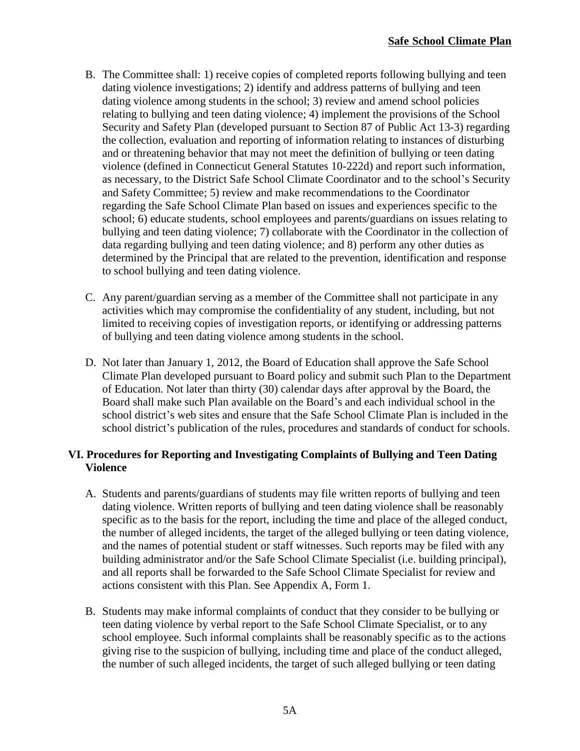B. The Committee shall: 1) receive copies of completed reports following bullying and teen dating violence investigations; 2) identify and address patterns of bullying and teen dating violence among students in the school; 3) review and amend school policies relating to bullying and teen dating violence; 4) implement the provisions of the School Security and Safety Plan (developed pursuant to Section 87 of Public Act 13-3) regarding the collection, evaluation and reporting of information relating to instances of disturbing and or threatening behavior that may not meet the definition of bullying or teen dating violence (defined in Connecticut General Statutes 10-222d) and report such information, as necessary, to the District Safe School Climate Coordinator and to the school's Security and Safety Committee; 5) review and make recommendations to the Coordinator regarding the Safe School Climate Plan based on issues and experiences specific to the school; 6) educate students, school employees and parents/guardians on issues relating to bullying and teen dating violence; 7) collaborate with the Coordinator in the collection of data regarding bullying and teen dating violence; and 8) perform any other duties as determined by the Principal that are related to the prevention, identification and response to school bullying and teen dating violence.

C. Any parent/guardian serving as a member of the Committee shall not participate in any activities which may compromise the confidentiality of any student, including, but not limited to receiving copies of investigation reports, or identifying or addressing patterns of bullying and teen dating violence among students in the school.

D. Not later than January 1, 2012, the Board of Education shall approve the Safe School Climate Plan developed pursuant to Board policy and submit such Plan to the Department of Education. Not later than thirty (30) calendar days after approval by the Board, the Board shall make such Plan available on the Board's and each individual school in the school district's web sites and ensure that the Safe School Climate Plan is included in the school district's publication of the rules, procedures and standards of conduct for schools.

## VI. Procedures for Reporting and Investigating Complaints of Bullying and Teen Dating Violence

A. Students and parents/guardians of students may file written reports of bullying and teen dating violence. Written reports of bullying and teen dating violence shall be reasonably specific as to the basis for the report, including the time and place of the alleged conduct, the number of alleged incidents, the target of the alleged bullying or teen dating violence, and the names of potential student or staff witnesses. Such reports may be filed with any building administrator and/or the Safe School Climate Specialist (i.e. building principal), and all reports shall be forwarded to the Safe School Climate Specialist for review and actions consistent with this Plan. See Appendix A, Form 1.

B. Students may make informal complaints of conduct that they consider to be bullying or teen dating violence by verbal report to the Safe School Climate Specialist, or to any school employee. Such informal complaints shall be reasonably specific as to the actions giving rise to the suspicion of bullying, including time and place of the conduct alleged, the number of such alleged incidents, the target of such alleged bullying or teen dating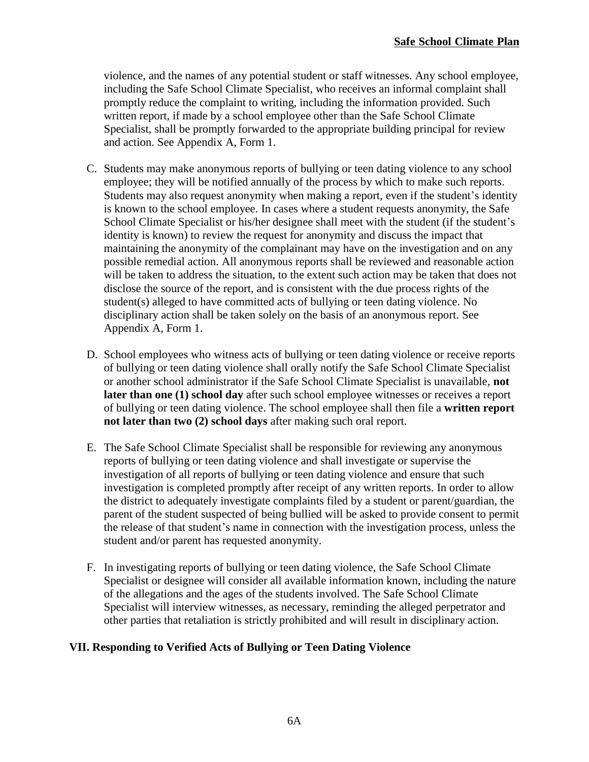violence, and the names of any potential student or staff witnesses. Any school employee, including the Safe School Climate Specialist, who receives an informal complaint shall promptly reduce the complaint to writing, including the information provided. Such written report, if made by a school employee other than the Safe School Climate Specialist, shall be promptly forwarded to the appropriate building principal for review and action. See Appendix A, Form 1.

C. Students may make anonymous reports of bullying or teen dating violence to any school employee; they will be notified annually of the process by which to make such reports. Students may also request anonymity when making a report, even if the student's identity is known to the school employee. In cases where a student requests anonymity, the Safe School Climate Specialist or his/her designee shall meet with the student (if the student's identity is known) to review the request for anonymity and discuss the impact that maintaining the anonymity of the complainant may have on the investigation and on any possible remedial action. All anonymous reports shall be reviewed and reasonable action will be taken to address the situation, to the extent such action may be taken that does not disclose the source of the report, and is consistent with the due process rights of the student(s) alleged to have committed acts of bullying or teen dating violence. No disciplinary action shall be taken solely on the basis of an anonymous report. See Appendix A, Form 1.

D. School employees who witness acts of bullying or teen dating violence or receive reports of bullying or teen dating violence shall orally notify the Safe School Climate Specialist or another school administrator if the Safe School Climate Specialist is unavailable, **not later than one (1) school day** after such school employee witnesses or receives a report of bullying or teen dating violence. The school employee shall then file a **written report not later than two (2) school days** after making such oral report.

E. The Safe School Climate Specialist shall be responsible for reviewing any anonymous reports of bullying or teen dating violence and shall investigate or supervise the investigation of all reports of bullying or teen dating violence and ensure that such investigation is completed promptly after receipt of any written reports. In order to allow the district to adequately investigate complaints filed by a student or parent/guardian, the parent of the student suspected of being bullied will be asked to provide consent to permit the release of that student's name in connection with the investigation process, unless the student and/or parent has requested anonymity.

F. In investigating reports of bullying or teen dating violence, the Safe School Climate Specialist or designee will consider all available information known, including the nature of the allegations and the ages of the students involved. The Safe School Climate Specialist will interview witnesses, as necessary, reminding the alleged perpetrator and other parties that retaliation is strictly prohibited and will result in disciplinary action.

## VII. Responding to Verified Acts of Bullying or Teen Dating Violence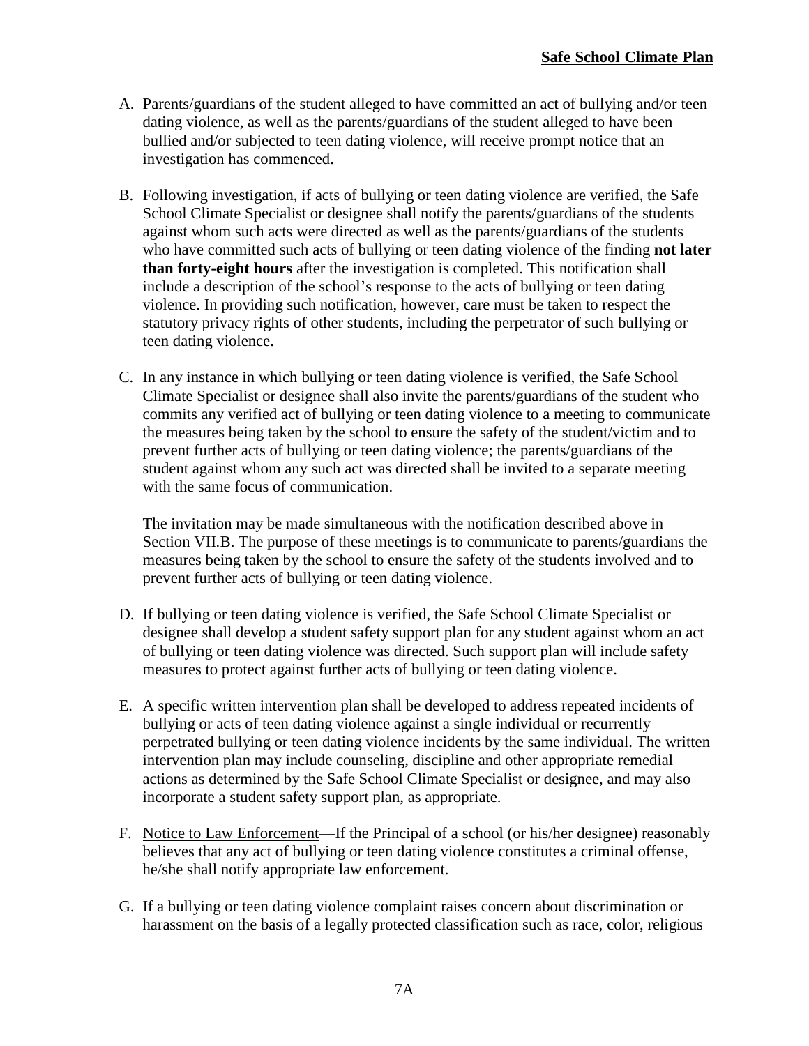A. Parents/guardians of the student alleged to have committed an act of bullying and/or teen dating violence, as well as the parents/guardians of the student alleged to have been bullied and/or subjected to teen dating violence, will receive prompt notice that an investigation has commenced.

B. Following investigation, if acts of bullying or teen dating violence are verified, the Safe School Climate Specialist or designee shall notify the parents/guardians of the students against whom such acts were directed as well as the parents/guardians of the students who have committed such acts of bullying or teen dating violence of the finding **not later than forty-eight hours** after the investigation is completed. This notification shall include a description of the school's response to the acts of bullying or teen dating violence. In providing such notification, however, care must be taken to respect the statutory privacy rights of other students, including the perpetrator of such bullying or teen dating violence.

C. In any instance in which bullying or teen dating violence is verified, the Safe School Climate Specialist or designee shall also invite the parents/guardians of the student who commits any verified act of bullying or teen dating violence to a meeting to communicate the measures being taken by the school to ensure the safety of the student/victim and to prevent further acts of bullying or teen dating violence; the parents/guardians of the student against whom any such act was directed shall be invited to a separate meeting with the same focus of communication.

   The invitation may be made simultaneous with the notification described above in Section VII.B. The purpose of these meetings is to communicate to parents/guardians the measures being taken by the school to ensure the safety of the students involved and to prevent further acts of bullying or teen dating violence.

D. If bullying or teen dating violence is verified, the Safe School Climate Specialist or designee shall develop a student safety support plan for any student against whom an act of bullying or teen dating violence was directed. Such support plan will include safety measures to protect against further acts of bullying or teen dating violence.

E. A specific written intervention plan shall be developed to address repeated incidents of bullying or acts of teen dating violence against a single individual or recurrently perpetrated bullying or teen dating violence incidents by the same individual. The written intervention plan may include counseling, discipline and other appropriate remedial actions as determined by the Safe School Climate Specialist or designee, and may also incorporate a student safety support plan, as appropriate.

F. Notice to Law Enforcement—If the Principal of a school (or his/her designee) reasonably believes that any act of bullying or teen dating violence constitutes a criminal offense, he/she shall notify appropriate law enforcement.

G. If a bullying or teen dating violence complaint raises concern about discrimination or harassment on the basis of a legally protected classification such as race, color, religious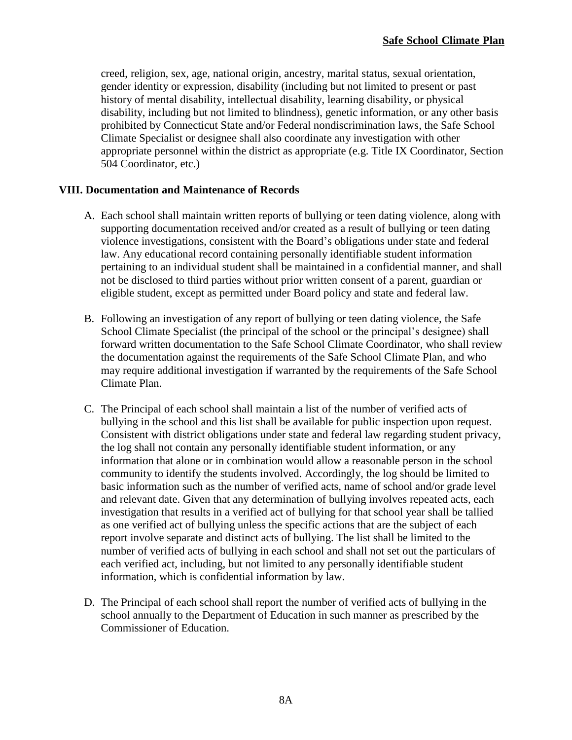creed, religion, sex, age, national origin, ancestry, marital status, sexual orientation, gender identity or expression, disability (including but not limited to present or past history of mental disability, intellectual disability, learning disability, or physical disability, including but not limited to blindness), genetic information, or any other basis prohibited by Connecticut State and/or Federal nondiscrimination laws, the Safe School Climate Specialist or designee shall also coordinate any investigation with other appropriate personnel within the district as appropriate (e.g. Title IX Coordinator, Section 504 Coordinator, etc.)

## VIII. Documentation and Maintenance of Records

A. Each school shall maintain written reports of bullying or teen dating violence, along with supporting documentation received and/or created as a result of bullying or teen dating violence investigations, consistent with the Board's obligations under state and federal law. Any educational record containing personally identifiable student information pertaining to an individual student shall be maintained in a confidential manner, and shall not be disclosed to third parties without prior written consent of a parent, guardian or eligible student, except as permitted under Board policy and state and federal law.

B. Following an investigation of any report of bullying or teen dating violence, the Safe School Climate Specialist (the principal of the school or the principal's designee) shall forward written documentation to the Safe School Climate Coordinator, who shall review the documentation against the requirements of the Safe School Climate Plan, and who may require additional investigation if warranted by the requirements of the Safe School Climate Plan.

C. The Principal of each school shall maintain a list of the number of verified acts of bullying in the school and this list shall be available for public inspection upon request. Consistent with district obligations under state and federal law regarding student privacy, the log shall not contain any personally identifiable student information, or any information that alone or in combination would allow a reasonable person in the school community to identify the students involved. Accordingly, the log should be limited to basic information such as the number of verified acts, name of school and/or grade level and relevant date. Given that any determination of bullying involves repeated acts, each investigation that results in a verified act of bullying for that school year shall be tallied as one verified act of bullying unless the specific actions that are the subject of each report involve separate and distinct acts of bullying. The list shall be limited to the number of verified acts of bullying in each school and shall not set out the particulars of each verified act, including, but not limited to any personally identifiable student information, which is confidential information by law.

D. The Principal of each school shall report the number of verified acts of bullying in the school annually to the Department of Education in such manner as prescribed by the Commissioner of Education.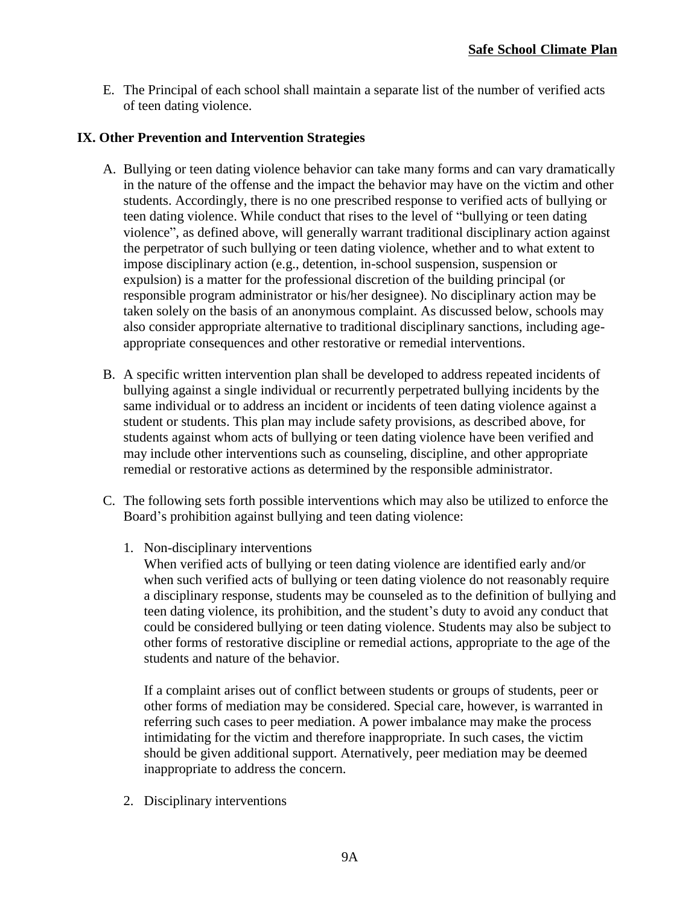E. The Principal of each school shall maintain a separate list of the number of verified acts of teen dating violence.

## IX. Other Prevention and Intervention Strategies

A. Bullying or teen dating violence behavior can take many forms and can vary dramatically in the nature of the offense and the impact the behavior may have on the victim and other students. Accordingly, there is no one prescribed response to verified acts of bullying or teen dating violence. While conduct that rises to the level of "bullying or teen dating violence", as defined above, will generally warrant traditional disciplinary action against the perpetrator of such bullying or teen dating violence, whether and to what extent to impose disciplinary action (e.g., detention, in-school suspension, suspension or expulsion) is a matter for the professional discretion of the building principal (or responsible program administrator or his/her designee). No disciplinary action may be taken solely on the basis of an anonymous complaint. As discussed below, schools may also consider appropriate alternative to traditional disciplinary sanctions, including age-appropriate consequences and other restorative or remedial interventions.

B. A specific written intervention plan shall be developed to address repeated incidents of bullying against a single individual or recurrently perpetrated bullying incidents by the same individual or to address an incident or incidents of teen dating violence against a student or students. This plan may include safety provisions, as described above, for students against whom acts of bullying or teen dating violence have been verified and may include other interventions such as counseling, discipline, and other appropriate remedial or restorative actions as determined by the responsible administrator.

C. The following sets forth possible interventions which may also be utilized to enforce the Board's prohibition against bullying and teen dating violence:

1. Non-disciplinary interventions
   When verified acts of bullying or teen dating violence are identified early and/or when such verified acts of bullying or teen dating violence do not reasonably require a disciplinary response, students may be counseled as to the definition of bullying and teen dating violence, its prohibition, and the student's duty to avoid any conduct that could be considered bullying or teen dating violence. Students may also be subject to other forms of restorative discipline or remedial actions, appropriate to the age of the students and nature of the behavior.

   If a complaint arises out of conflict between students or groups of students, peer or other forms of mediation may be considered. Special care, however, is warranted in referring such cases to peer mediation. A power imbalance may make the process intimidating for the victim and therefore inappropriate. In such cases, the victim should be given additional support. Aternatively, peer mediation may be deemed inappropriate to address the concern.

2. Disciplinary interventions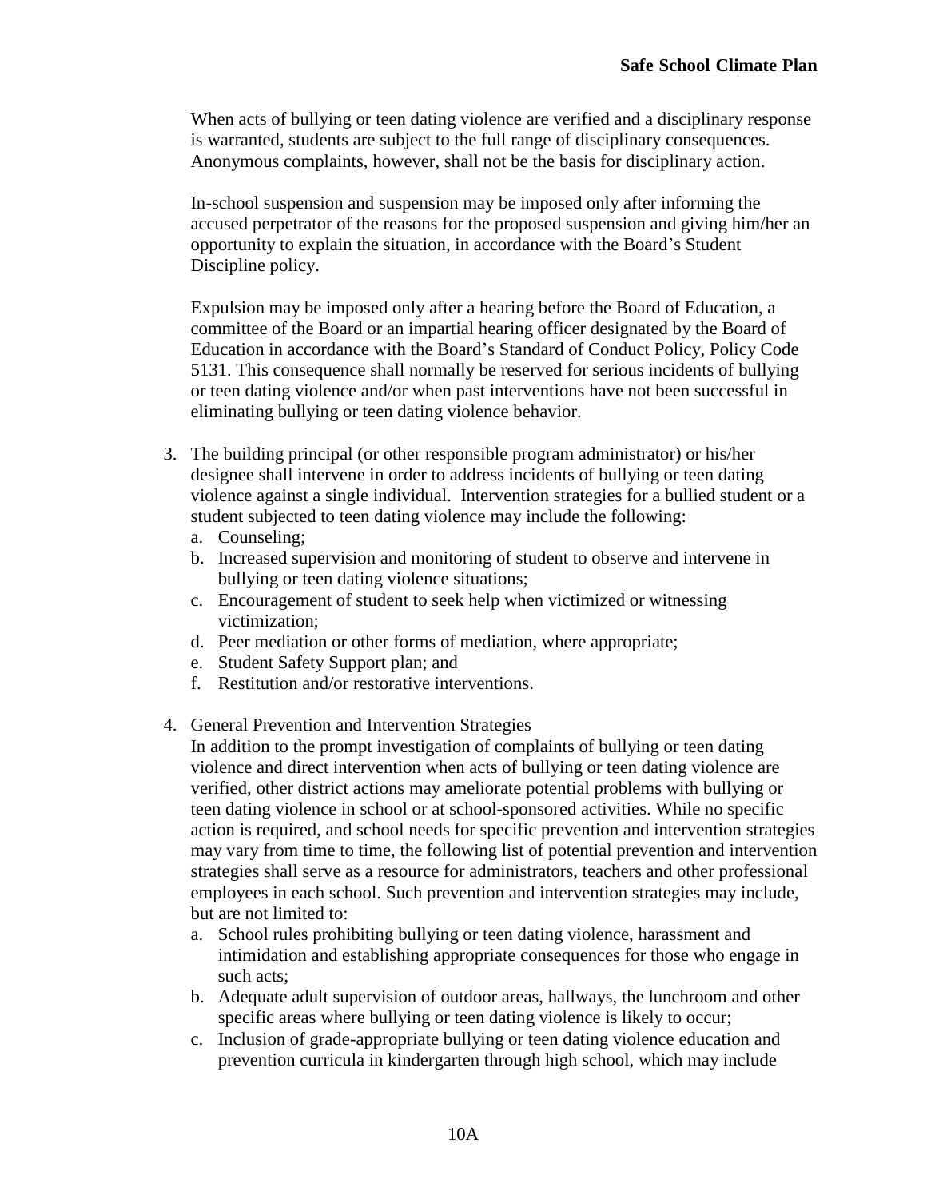When acts of bullying or teen dating violence are verified and a disciplinary response is warranted, students are subject to the full range of disciplinary consequences. Anonymous complaints, however, shall not be the basis for disciplinary action.

In-school suspension and suspension may be imposed only after informing the accused perpetrator of the reasons for the proposed suspension and giving him/her an opportunity to explain the situation, in accordance with the Board's Student Discipline policy.

Expulsion may be imposed only after a hearing before the Board of Education, a committee of the Board or an impartial hearing officer designated by the Board of Education in accordance with the Board's Standard of Conduct Policy, Policy Code 5131. This consequence shall normally be reserved for serious incidents of bullying or teen dating violence and/or when past interventions have not been successful in eliminating bullying or teen dating violence behavior.

3. The building principal (or other responsible program administrator) or his/her designee shall intervene in order to address incidents of bullying or teen dating violence against a single individual. Intervention strategies for a bullied student or a student subjected to teen dating violence may include the following:
   a. Counseling;
   b. Increased supervision and monitoring of student to observe and intervene in bullying or teen dating violence situations;
   c. Encouragement of student to seek help when victimized or witnessing victimization;
   d. Peer mediation or other forms of mediation, where appropriate;
   e. Student Safety Support plan; and
   f. Restitution and/or restorative interventions.

4. General Prevention and Intervention Strategies
   In addition to the prompt investigation of complaints of bullying or teen dating violence and direct intervention when acts of bullying or teen dating violence are verified, other district actions may ameliorate potential problems with bullying or teen dating violence in school or at school-sponsored activities. While no specific action is required, and school needs for specific prevention and intervention strategies may vary from time to time, the following list of potential prevention and intervention strategies shall serve as a resource for administrators, teachers and other professional employees in each school. Such prevention and intervention strategies may include, but are not limited to:
   a. School rules prohibiting bullying or teen dating violence, harassment and intimidation and establishing appropriate consequences for those who engage in such acts;
   b. Adequate adult supervision of outdoor areas, hallways, the lunchroom and other specific areas where bullying or teen dating violence is likely to occur;
   c. Inclusion of grade-appropriate bullying or teen dating violence education and prevention curricula in kindergarten through high school, which may include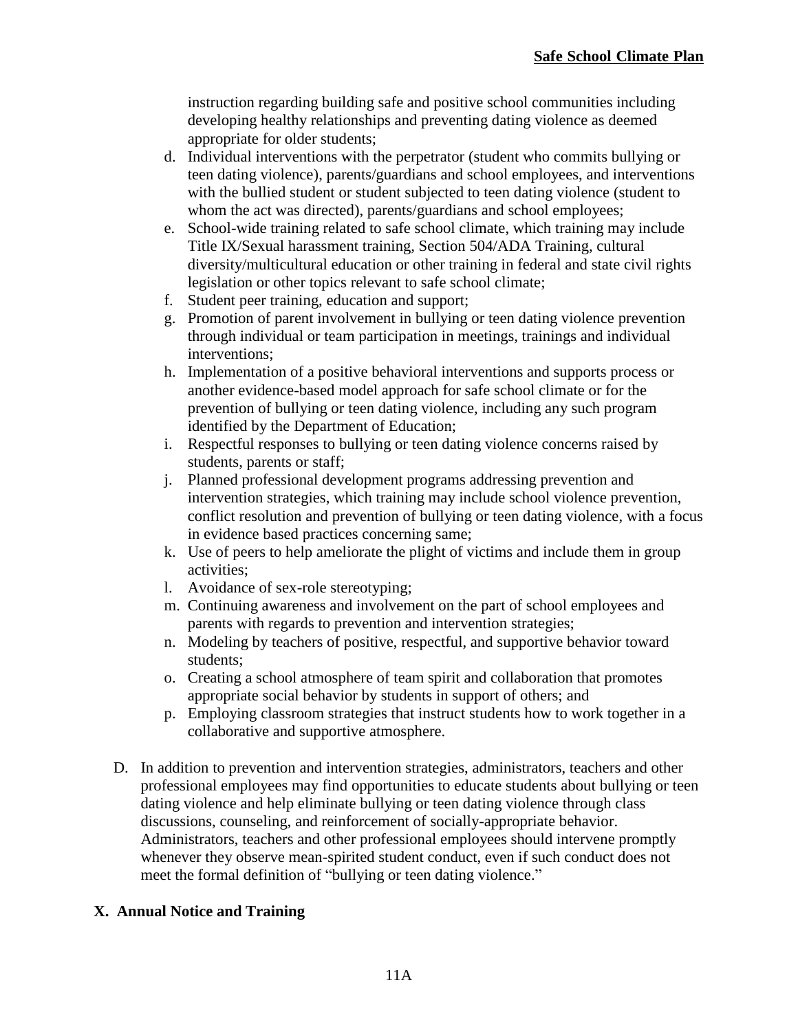instruction regarding building safe and positive school communities including developing healthy relationships and preventing dating violence as deemed appropriate for older students;

d. Individual interventions with the perpetrator (student who commits bullying or teen dating violence), parents/guardians and school employees, and interventions with the bullied student or student subjected to teen dating violence (student to whom the act was directed), parents/guardians and school employees;
e. School-wide training related to safe school climate, which training may include Title IX/Sexual harassment training, Section 504/ADA Training, cultural diversity/multicultural education or other training in federal and state civil rights legislation or other topics relevant to safe school climate;
f. Student peer training, education and support;
g. Promotion of parent involvement in bullying or teen dating violence prevention through individual or team participation in meetings, trainings and individual interventions;
h. Implementation of a positive behavioral interventions and supports process or another evidence-based model approach for safe school climate or for the prevention of bullying or teen dating violence, including any such program identified by the Department of Education;
i. Respectful responses to bullying or teen dating violence concerns raised by students, parents or staff;
j. Planned professional development programs addressing prevention and intervention strategies, which training may include school violence prevention, conflict resolution and prevention of bullying or teen dating violence, with a focus in evidence based practices concerning same;
k. Use of peers to help ameliorate the plight of victims and include them in group activities;
l. Avoidance of sex-role stereotyping;
m. Continuing awareness and involvement on the part of school employees and parents with regards to prevention and intervention strategies;
n. Modeling by teachers of positive, respectful, and supportive behavior toward students;
o. Creating a school atmosphere of team spirit and collaboration that promotes appropriate social behavior by students in support of others; and
p. Employing classroom strategies that instruct students how to work together in a collaborative and supportive atmosphere.

D. In addition to prevention and intervention strategies, administrators, teachers and other professional employees may find opportunities to educate students about bullying or teen dating violence and help eliminate bullying or teen dating violence through class discussions, counseling, and reinforcement of socially-appropriate behavior. Administrators, teachers and other professional employees should intervene promptly whenever they observe mean-spirited student conduct, even if such conduct does not meet the formal definition of "bullying or teen dating violence."

## X. Annual Notice and Training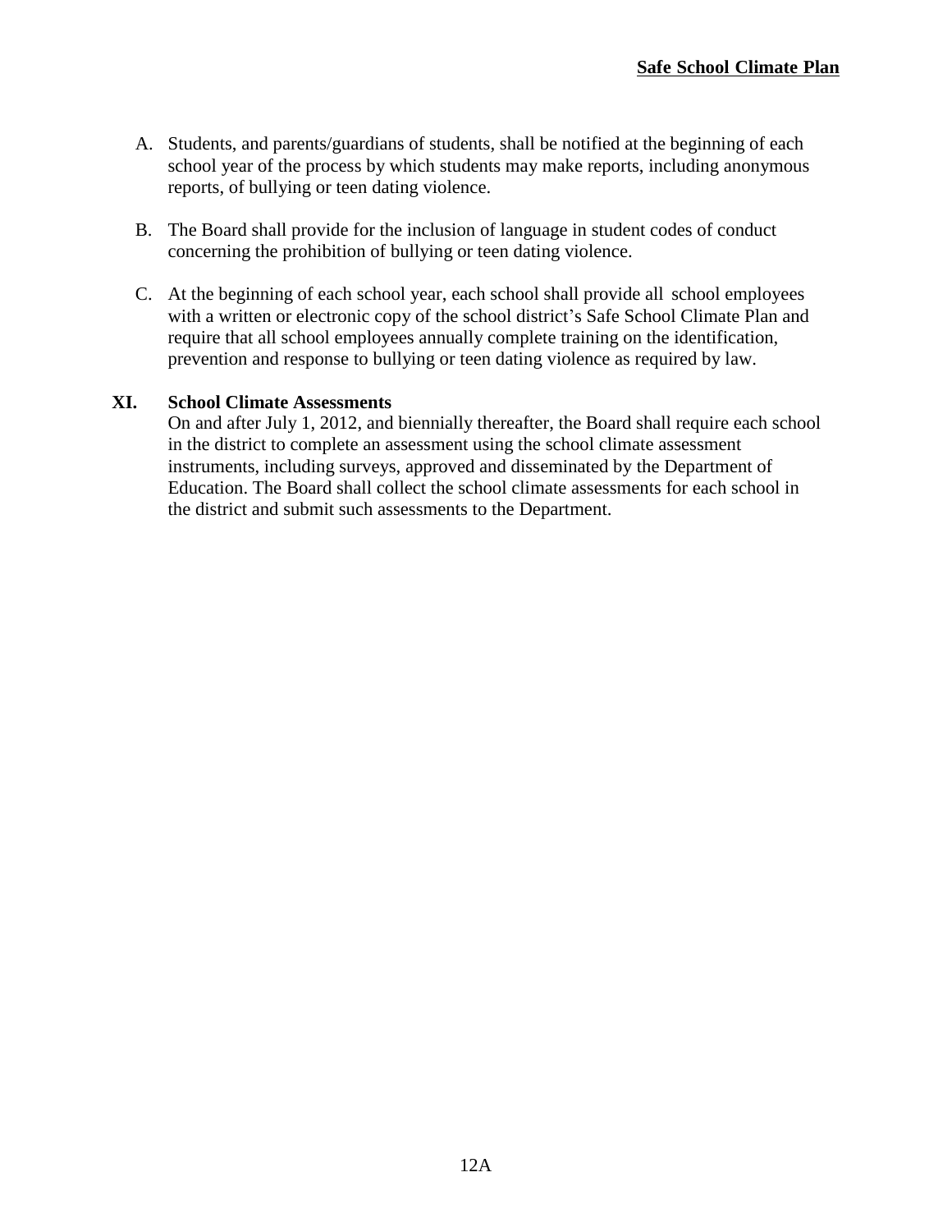A. Students, and parents/guardians of students, shall be notified at the beginning of each school year of the process by which students may make reports, including anonymous reports, of bullying or teen dating violence.

B. The Board shall provide for the inclusion of language in student codes of conduct concerning the prohibition of bullying or teen dating violence.

C. At the beginning of each school year, each school shall provide all school employees with a written or electronic copy of the school district's Safe School Climate Plan and require that all school employees annually complete training on the identification, prevention and response to bullying or teen dating violence as required by law.

## XI. School Climate Assessments

On and after July 1, 2012, and biennially thereafter, the Board shall require each school in the district to complete an assessment using the school climate assessment instruments, including surveys, approved and disseminated by the Department of Education. The Board shall collect the school climate assessments for each school in the district and submit such assessments to the Department.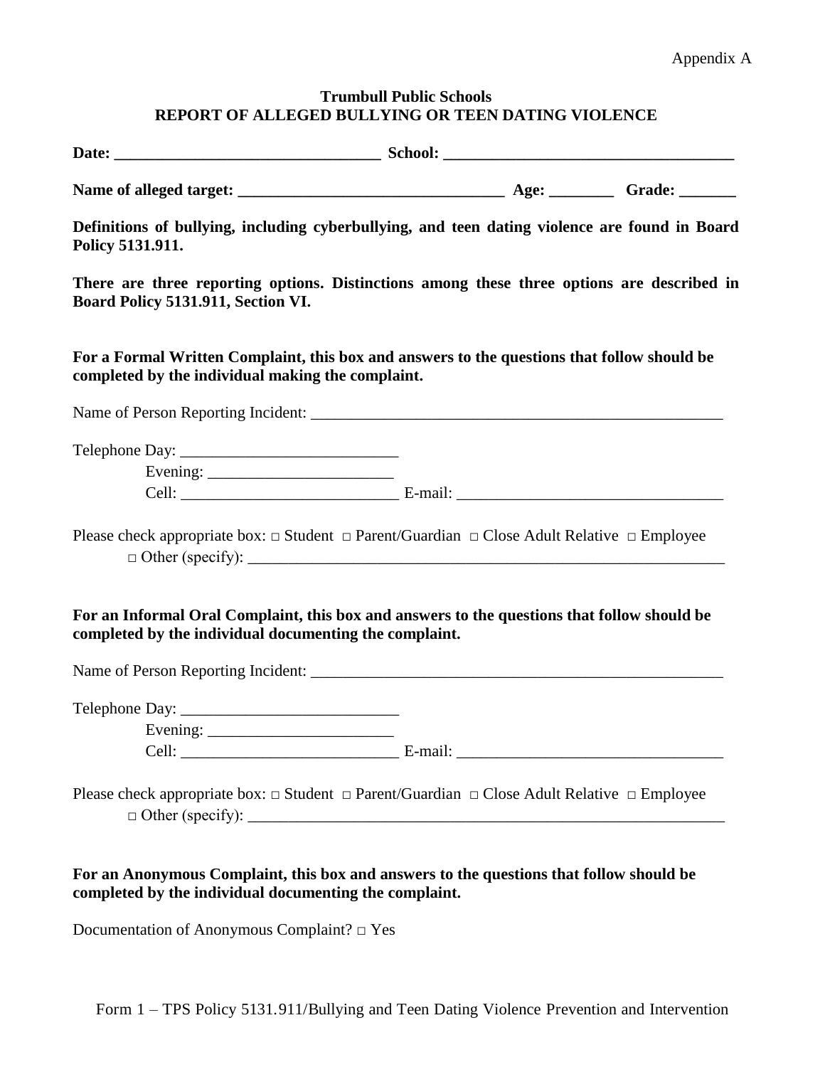Appendix A

**Trumbull Public Schools**
**REPORT OF ALLEGED BULLYING OR TEEN DATING VIOLENCE**

**Date: _________________________________ School: ____________________________________**

**Name of alleged target: _________________________________ Age: ________ Grade: _______**

**Definitions of bullying, including cyberbullying, and teen dating violence are found in Board Policy 5131.911.**

**There are three reporting options. Distinctions among these three options are described in Board Policy 5131.911, Section VI.**

**For a Formal Written Complaint, this box and answers to the questions that follow should be completed by the individual making the complaint.**

Name of Person Reporting Incident: _____________________________________________________

Telephone Day: ___________________________
Evening: _______________________
Cell: ___________________________ E-mail: _________________________________

Please check appropriate box: □ Student □ Parent/Guardian □ Close Adult Relative □ Employee
□ Other (specify): _____________________________________________________________

**For an Informal Oral Complaint, this box and answers to the questions that follow should be completed by the individual documenting the complaint.**

Name of Person Reporting Incident: _____________________________________________________

Telephone Day: ___________________________
Evening: _______________________
Cell: ___________________________ E-mail: _________________________________

Please check appropriate box: □ Student □ Parent/Guardian □ Close Adult Relative □ Employee
□ Other (specify): _____________________________________________________________

**For an Anonymous Complaint, this box and answers to the questions that follow should be completed by the individual documenting the complaint.**

Documentation of Anonymous Complaint? □ Yes

Form 1 – TPS Policy 5131.911/Bullying and Teen Dating Violence Prevention and Intervention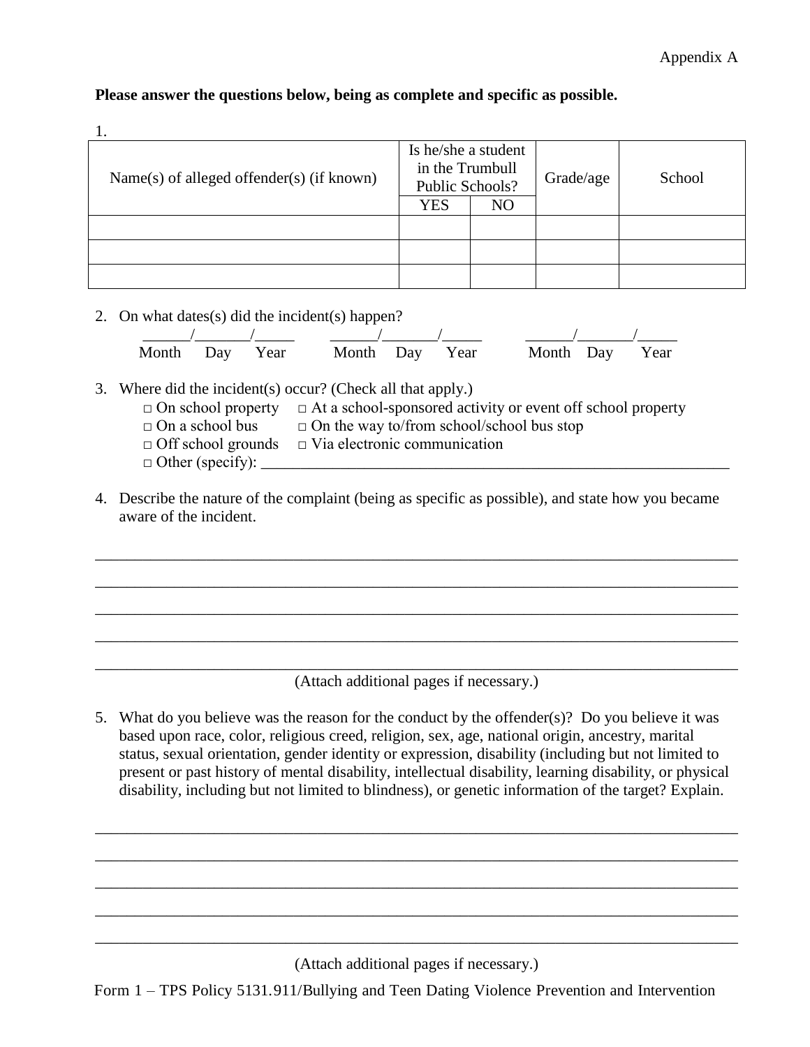Appendix A

**Please answer the questions below, being as complete and specific as possible.**

1.

| Name(s) of alleged offender(s) (if known) | Is he/she a student in the Trumbull Public Schools? | | Grade/age | School |
|---|---|---|---|---|
| | YES | NO | | |
| | | | | |
| | | | | |
| | | | | |

2. On what dates(s) did the incident(s) happen?

   ______/_______/_____ ______/_______/_____ ______/_______/_____
   Month Day Year Month Day Year Month Day Year

3. Where did the incident(s) occur? (Check all that apply.)
   - □ On school property
   - □ At a school-sponsored activity or event off school property
   - □ On a school bus
   - □ On the way to/from school/school bus stop
   - □ Off school grounds
   - □ Via electronic communication
   - □ Other (specify): ___________________________________________________________

4. Describe the nature of the complaint (being as specific as possible), and state how you became aware of the incident.

_______________________________________________________________________________

_______________________________________________________________________________

_______________________________________________________________________________

_______________________________________________________________________________

_______________________________________________________________________________

(Attach additional pages if necessary.)

5. What do you believe was the reason for the conduct by the offender(s)? Do you believe it was based upon race, color, religious creed, religion, sex, age, national origin, ancestry, marital status, sexual orientation, gender identity or expression, disability (including but not limited to present or past history of mental disability, intellectual disability, learning disability, or physical disability, including but not limited to blindness), or genetic information of the target? Explain.

_______________________________________________________________________________

_______________________________________________________________________________

_______________________________________________________________________________

_______________________________________________________________________________

_______________________________________________________________________________

(Attach additional pages if necessary.)

Form 1 – TPS Policy 5131.911/Bullying and Teen Dating Violence Prevention and Intervention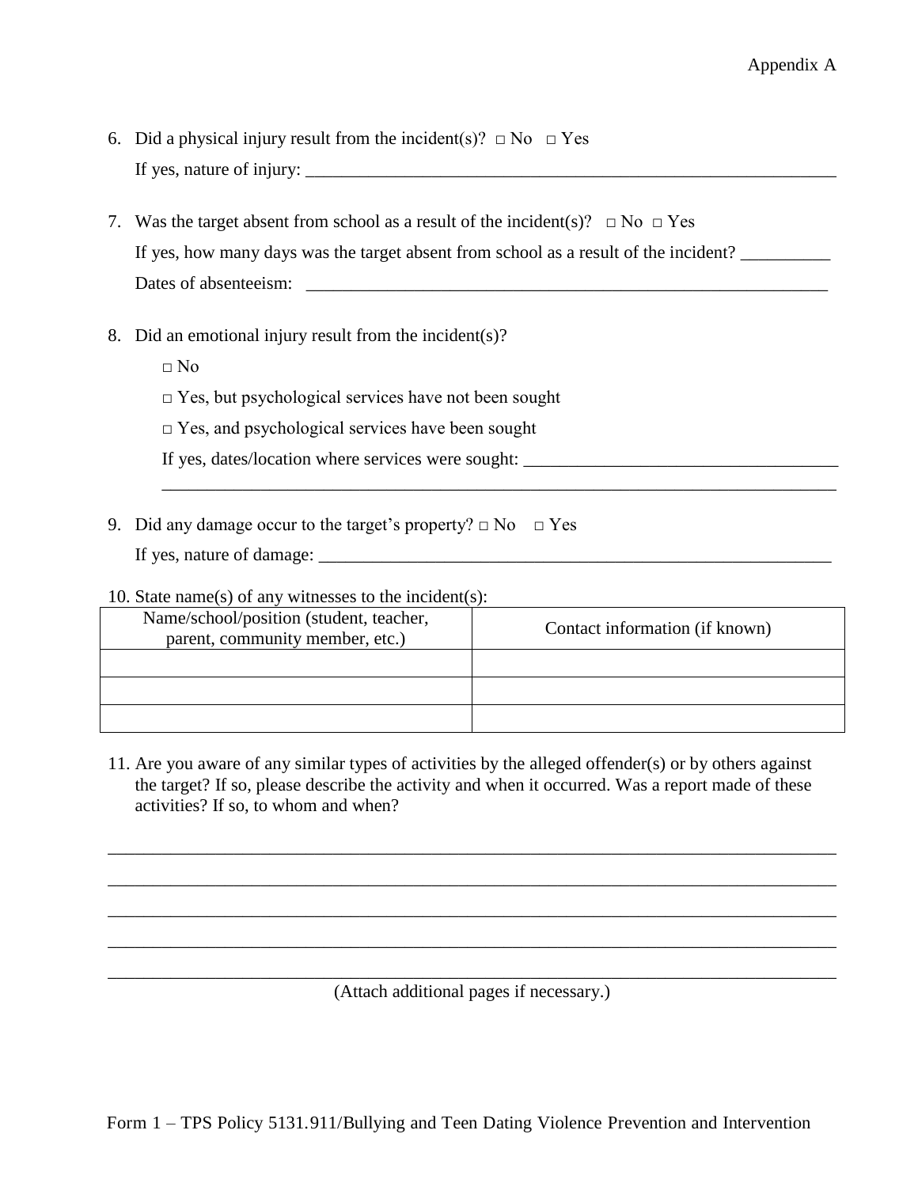6. Did a physical injury result from the incident(s)? □ No □ Yes

   If yes, nature of injury: ______________________________________________________________

7. Was the target absent from school as a result of the incident(s)? □ No □ Yes

   If yes, how many days was the target absent from school as a result of the incident? __________

   Dates of absenteeism: ____________________________________________________________

8. Did an emotional injury result from the incident(s)?

   □ No

   □ Yes, but psychological services have not been sought

   □ Yes, and psychological services have been sought

   If yes, dates/location where services were sought: ___________________________________

   ______________________________________________________________________________

9. Did any damage occur to the target's property? □ No □ Yes

   If yes, nature of damage: _________________________________________________________

10. State name(s) of any witnesses to the incident(s):

| Name/school/position (student, teacher, parent, community member, etc.) | Contact information (if known) |
|---|---|
| | |
| | |
| | |

11. Are you aware of any similar types of activities by the alleged offender(s) or by others against the target? If so, please describe the activity and when it occurred. Was a report made of these activities? If so, to whom and when?

______________________________________________________________________________

______________________________________________________________________________

______________________________________________________________________________

______________________________________________________________________________

______________________________________________________________________________

(Attach additional pages if necessary.)

Form 1 – TPS Policy 5131.911/Bullying and Teen Dating Violence Prevention and Intervention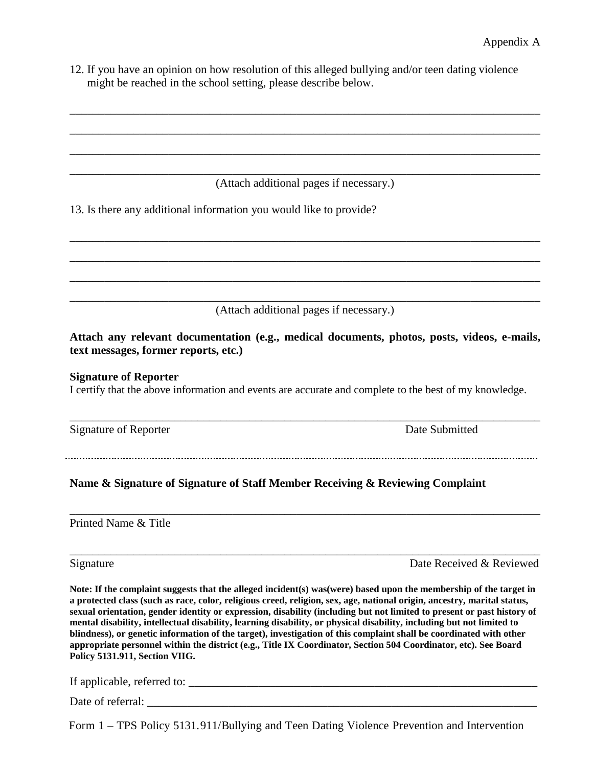Appendix A

12. If you have an opinion on how resolution of this alleged bullying and/or teen dating violence might be reached in the school setting, please describe below.

_______________________________________________________________________________

_______________________________________________________________________________

_______________________________________________________________________________

_______________________________________________________________________________

(Attach additional pages if necessary.)

13. Is there any additional information you would like to provide?

_______________________________________________________________________________

_______________________________________________________________________________

_______________________________________________________________________________

_______________________________________________________________________________

(Attach additional pages if necessary.)

**Attach any relevant documentation (e.g., medical documents, photos, posts, videos, e-mails, text messages, former reports, etc.)**

**Signature of Reporter**

I certify that the above information and events are accurate and complete to the best of my knowledge.

_______________________________________________________________________________

Signature of Reporter                                                                 Date Submitted

---

**Name & Signature of Signature of Staff Member Receiving & Reviewing Complaint**

_______________________________________________________________________________

Printed Name & Title

_______________________________________________________________________________

Signature                                                                 Date Received & Reviewed

**Note: If the complaint suggests that the alleged incident(s) was(were) based upon the membership of the target in a protected class (such as race, color, religious creed, religion, sex, age, national origin, ancestry, marital status, sexual orientation, gender identity or expression, disability (including but not limited to present or past history of mental disability, intellectual disability, learning disability, or physical disability, including but not limited to blindness), or genetic information of the target), investigation of this complaint shall be coordinated with other appropriate personnel within the district (e.g., Title IX Coordinator, Section 504 Coordinator, etc). See Board Policy 5131.911, Section VIIG.**

If applicable, referred to: _______________________________________________________________

Date of referral: _____________________________________________________________________

Form 1 – TPS Policy 5131.911/Bullying and Teen Dating Violence Prevention and Intervention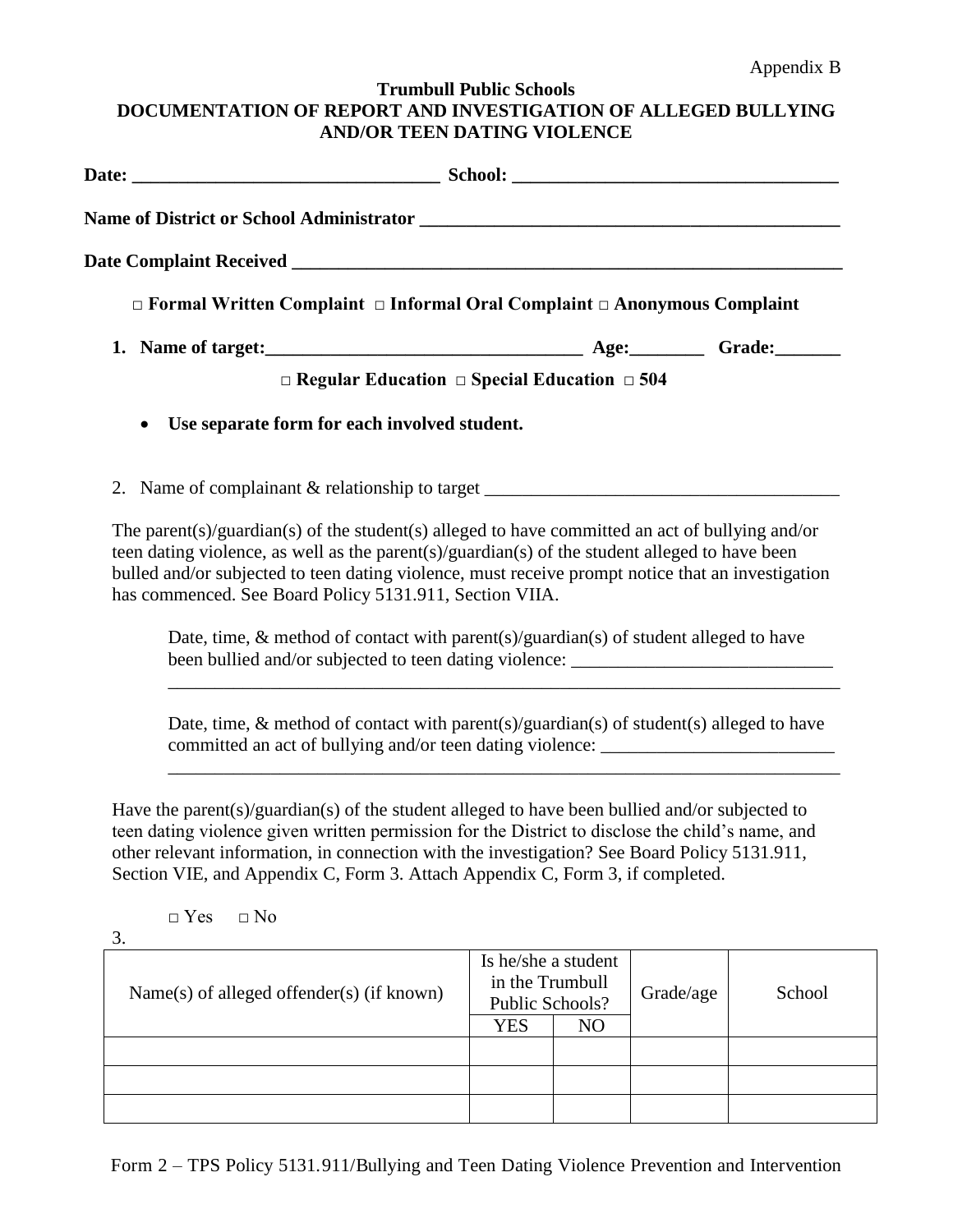Appendix B

**Trumbull Public Schools**
**DOCUMENTATION OF REPORT AND INVESTIGATION OF ALLEGED BULLYING AND/OR TEEN DATING VIOLENCE**

**Date: ________________________________ School: __________________________________**

**Name of District or School Administrator _____________________________________________**

**Date Complaint Received _____________________________________________________________**

**□ Formal Written Complaint □ Informal Oral Complaint □ Anonymous Complaint**

1. **Name of target:_________________________________ Age:________ Grade:_______**

   **□ Regular Education □ Special Education □ 504**

   - **Use separate form for each involved student.**

2. Name of complainant & relationship to target ______________________________________

The parent(s)/guardian(s) of the student(s) alleged to have committed an act of bullying and/or teen dating violence, as well as the parent(s)/guardian(s) of the student alleged to have been bulled and/or subjected to teen dating violence, must receive prompt notice that an investigation has commenced. See Board Policy 5131.911, Section VIIA.

Date, time, & method of contact with parent(s)/guardian(s) of student alleged to have been bullied and/or subjected to teen dating violence: ____________________________
__________________________________________________________________________

Date, time, & method of contact with parent(s)/guardian(s) of student(s) alleged to have committed an act of bullying and/or teen dating violence: _________________________
__________________________________________________________________________

Have the parent(s)/guardian(s) of the student alleged to have been bullied and/or subjected to teen dating violence given written permission for the District to disclose the child's name, and other relevant information, in connection with the investigation? See Board Policy 5131.911, Section VIE, and Appendix C, Form 3. Attach Appendix C, Form 3, if completed.

□ Yes □ No

3.

| Name(s) of alleged offender(s) (if known) | Is he/she a student in the Trumbull Public Schools? | | Grade/age | School |
|---|---|---|---|---|
| | YES | NO | | |
| | | | | |
| | | | | |
| | | | | |

Form 2 – TPS Policy 5131.911/Bullying and Teen Dating Violence Prevention and Intervention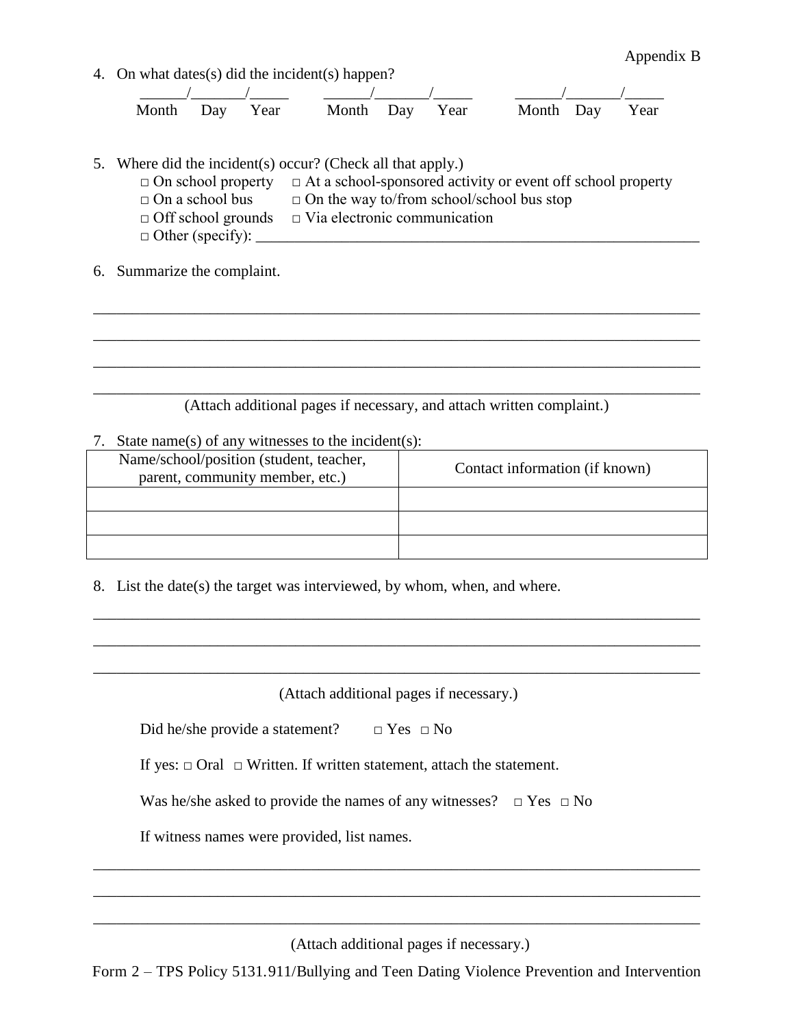Appendix B

4. On what dates(s) did the incident(s) happen?

   ______/_______/_____ ______/_______/_____ ______/_______/_____
   Month Day Year Month Day Year Month Day Year

5. Where did the incident(s) occur? (Check all that apply.)
   - □ On school property □ At a school-sponsored activity or event off school property
   - □ On a school bus □ On the way to/from school/school bus stop
   - □ Off school grounds □ Via electronic communication
   - □ Other (specify): ____________________________________________________________

6. Summarize the complaint.

______________________________________________________________________________

______________________________________________________________________________

______________________________________________________________________________

______________________________________________________________________________

(Attach additional pages if necessary, and attach written complaint.)

7. State name(s) of any witnesses to the incident(s):

| Name/school/position (student, teacher, parent, community member, etc.) | Contact information (if known) |
|---|---|
| | |
| | |
| | |

8. List the date(s) the target was interviewed, by whom, when, and where.

______________________________________________________________________________

______________________________________________________________________________

______________________________________________________________________________

(Attach additional pages if necessary.)

Did he/she provide a statement? □ Yes □ No

If yes: □ Oral □ Written. If written statement, attach the statement.

Was he/she asked to provide the names of any witnesses? □ Yes □ No

If witness names were provided, list names.

______________________________________________________________________________

______________________________________________________________________________

______________________________________________________________________________

(Attach additional pages if necessary.)

Form 2 – TPS Policy 5131.911/Bullying and Teen Dating Violence Prevention and Intervention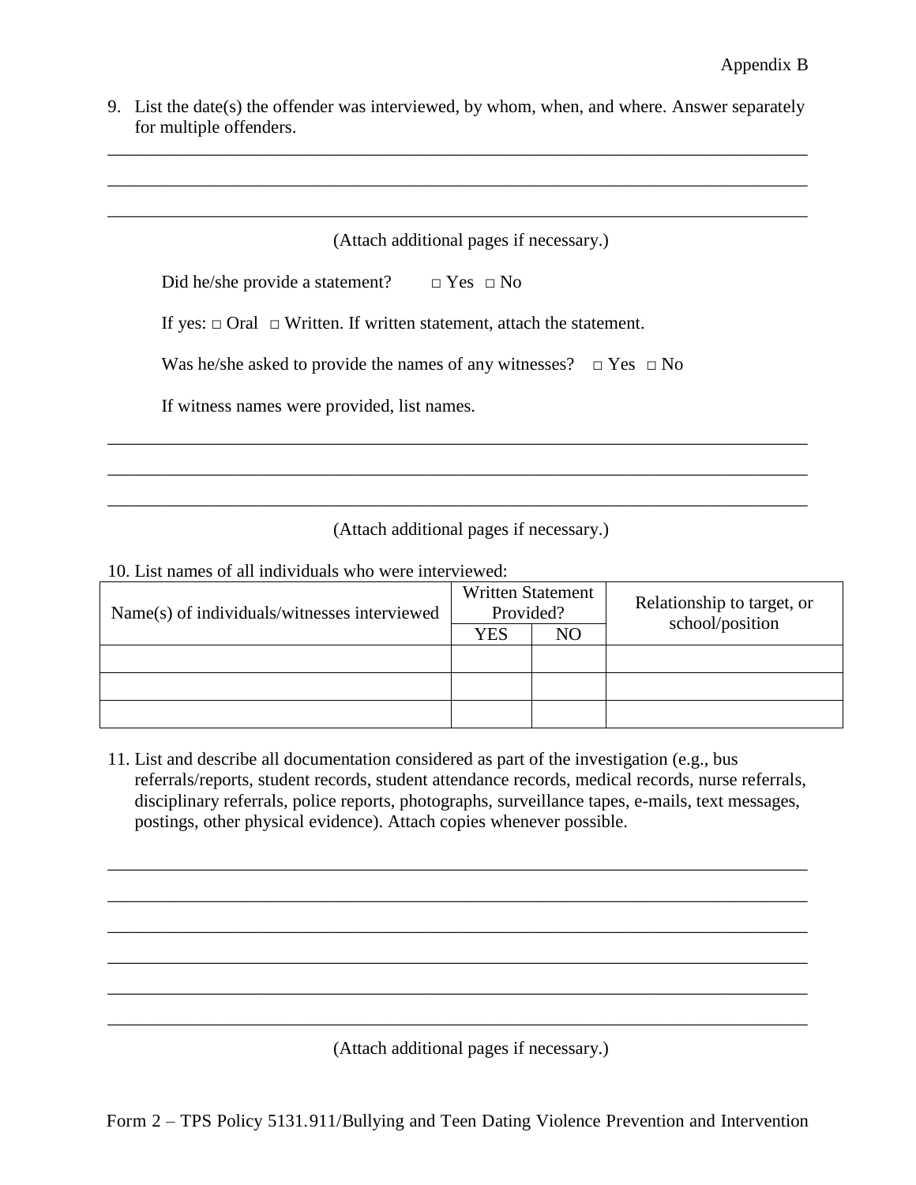Appendix B

9. List the date(s) the offender was interviewed, by whom, when, and where. Answer separately for multiple offenders.

_______________________________________________________________________________

_______________________________________________________________________________

_______________________________________________________________________________

(Attach additional pages if necessary.)

Did he/she provide a statement? □ Yes □ No

If yes: □ Oral □ Written. If written statement, attach the statement.

Was he/she asked to provide the names of any witnesses? □ Yes □ No

If witness names were provided, list names.

_______________________________________________________________________________

_______________________________________________________________________________

_______________________________________________________________________________

(Attach additional pages if necessary.)

10. List names of all individuals who were interviewed:

| Name(s) of individuals/witnesses interviewed | Written Statement Provided? | | Relationship to target, or school/position |
|---|---|---|---|
| | YES | NO | |
| | | | |
| | | | |
| | | | |

11. List and describe all documentation considered as part of the investigation (e.g., bus referrals/reports, student records, student attendance records, medical records, nurse referrals, disciplinary referrals, police reports, photographs, surveillance tapes, e-mails, text messages, postings, other physical evidence). Attach copies whenever possible.

_______________________________________________________________________________

_______________________________________________________________________________

_______________________________________________________________________________

_______________________________________________________________________________

_______________________________________________________________________________

_______________________________________________________________________________

(Attach additional pages if necessary.)

Form 2 – TPS Policy 5131.911/Bullying and Teen Dating Violence Prevention and Intervention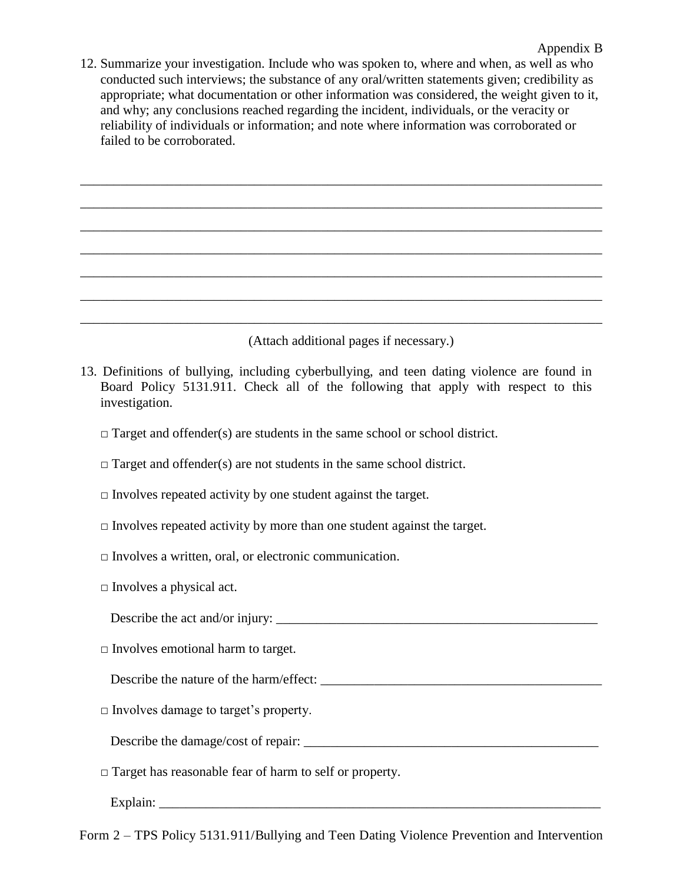Appendix B

12. Summarize your investigation. Include who was spoken to, where and when, as well as who conducted such interviews; the substance of any oral/written statements given; credibility as appropriate; what documentation or other information was considered, the weight given to it, and why; any conclusions reached regarding the incident, individuals, or the veracity or reliability of individuals or information; and note where information was corroborated or failed to be corroborated.

\_\_\_\_\_\_\_\_\_\_\_\_\_\_\_\_\_\_\_\_\_\_\_\_\_\_\_\_\_\_\_\_\_\_\_\_\_\_\_\_\_\_\_\_\_\_\_\_\_\_\_\_\_\_\_\_\_\_\_\_\_\_\_\_\_\_\_\_\_\_\_\_\_\_\_\_

\_\_\_\_\_\_\_\_\_\_\_\_\_\_\_\_\_\_\_\_\_\_\_\_\_\_\_\_\_\_\_\_\_\_\_\_\_\_\_\_\_\_\_\_\_\_\_\_\_\_\_\_\_\_\_\_\_\_\_\_\_\_\_\_\_\_\_\_\_\_\_\_\_\_\_\_

\_\_\_\_\_\_\_\_\_\_\_\_\_\_\_\_\_\_\_\_\_\_\_\_\_\_\_\_\_\_\_\_\_\_\_\_\_\_\_\_\_\_\_\_\_\_\_\_\_\_\_\_\_\_\_\_\_\_\_\_\_\_\_\_\_\_\_\_\_\_\_\_\_\_\_\_

\_\_\_\_\_\_\_\_\_\_\_\_\_\_\_\_\_\_\_\_\_\_\_\_\_\_\_\_\_\_\_\_\_\_\_\_\_\_\_\_\_\_\_\_\_\_\_\_\_\_\_\_\_\_\_\_\_\_\_\_\_\_\_\_\_\_\_\_\_\_\_\_\_\_\_\_

\_\_\_\_\_\_\_\_\_\_\_\_\_\_\_\_\_\_\_\_\_\_\_\_\_\_\_\_\_\_\_\_\_\_\_\_\_\_\_\_\_\_\_\_\_\_\_\_\_\_\_\_\_\_\_\_\_\_\_\_\_\_\_\_\_\_\_\_\_\_\_\_\_\_\_\_

\_\_\_\_\_\_\_\_\_\_\_\_\_\_\_\_\_\_\_\_\_\_\_\_\_\_\_\_\_\_\_\_\_\_\_\_\_\_\_\_\_\_\_\_\_\_\_\_\_\_\_\_\_\_\_\_\_\_\_\_\_\_\_\_\_\_\_\_\_\_\_\_\_\_\_\_

\_\_\_\_\_\_\_\_\_\_\_\_\_\_\_\_\_\_\_\_\_\_\_\_\_\_\_\_\_\_\_\_\_\_\_\_\_\_\_\_\_\_\_\_\_\_\_\_\_\_\_\_\_\_\_\_\_\_\_\_\_\_\_\_\_\_\_\_\_\_\_\_\_\_\_\_

(Attach additional pages if necessary.)

13. Definitions of bullying, including cyberbullying, and teen dating violence are found in Board Policy 5131.911. Check all of the following that apply with respect to this investigation.

   □ Target and offender(s) are students in the same school or school district.

   □ Target and offender(s) are not students in the same school district.

   □ Involves repeated activity by one student against the target.

   □ Involves repeated activity by more than one student against the target.

   □ Involves a written, oral, or electronic communication.

   □ Involves a physical act.

   Describe the act and/or injury: \_\_\_\_\_\_\_\_\_\_\_\_\_\_\_\_\_\_\_\_\_\_\_\_\_\_\_\_\_\_\_\_\_\_\_\_\_\_\_\_\_\_\_\_\_\_\_\_\_\_

   □ Involves emotional harm to target.

   Describe the nature of the harm/effect: \_\_\_\_\_\_\_\_\_\_\_\_\_\_\_\_\_\_\_\_\_\_\_\_\_\_\_\_\_\_\_\_\_\_\_\_\_\_\_\_\_\_\_

   □ Involves damage to target's property.

   Describe the damage/cost of repair: \_\_\_\_\_\_\_\_\_\_\_\_\_\_\_\_\_\_\_\_\_\_\_\_\_\_\_\_\_\_\_\_\_\_\_\_\_\_\_\_\_\_\_\_\_

   □ Target has reasonable fear of harm to self or property.

   Explain: \_\_\_\_\_\_\_\_\_\_\_\_\_\_\_\_\_\_\_\_\_\_\_\_\_\_\_\_\_\_\_\_\_\_\_\_\_\_\_\_\_\_\_\_\_\_\_\_\_\_\_\_\_\_\_\_\_\_\_\_\_\_\_\_\_\_

Form 2 – TPS Policy 5131.911/Bullying and Teen Dating Violence Prevention and Intervention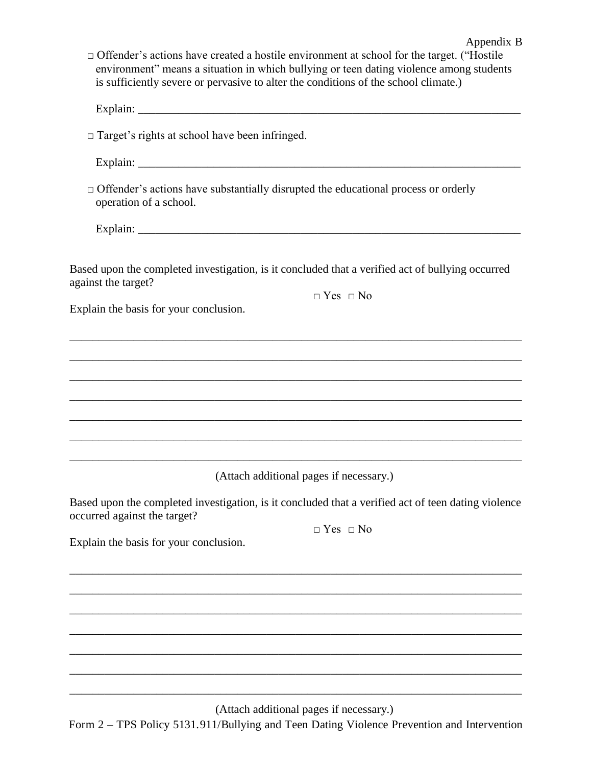□ Offender's actions have created a hostile environment at school for the target. ("Hostile environment" means a situation in which bullying or teen dating violence among students is sufficiently severe or pervasive to alter the conditions of the school climate.)

Explain: ___________________________________________________________________

□ Target's rights at school have been infringed.

Explain: ___________________________________________________________________

□ Offender's actions have substantially disrupted the educational process or orderly operation of a school.

Explain: ___________________________________________________________________

Based upon the completed investigation, is it concluded that a verified act of bullying occurred against the target?

□ Yes □ No

Explain the basis for your conclusion.

_____________________________________________________________________________

_____________________________________________________________________________

_____________________________________________________________________________

_____________________________________________________________________________

_____________________________________________________________________________

_____________________________________________________________________________

_____________________________________________________________________________

(Attach additional pages if necessary.)

Based upon the completed investigation, is it concluded that a verified act of teen dating violence occurred against the target?

□ Yes □ No

Explain the basis for your conclusion.

_____________________________________________________________________________

_____________________________________________________________________________

_____________________________________________________________________________

_____________________________________________________________________________

_____________________________________________________________________________

_____________________________________________________________________________

_____________________________________________________________________________

(Attach additional pages if necessary.)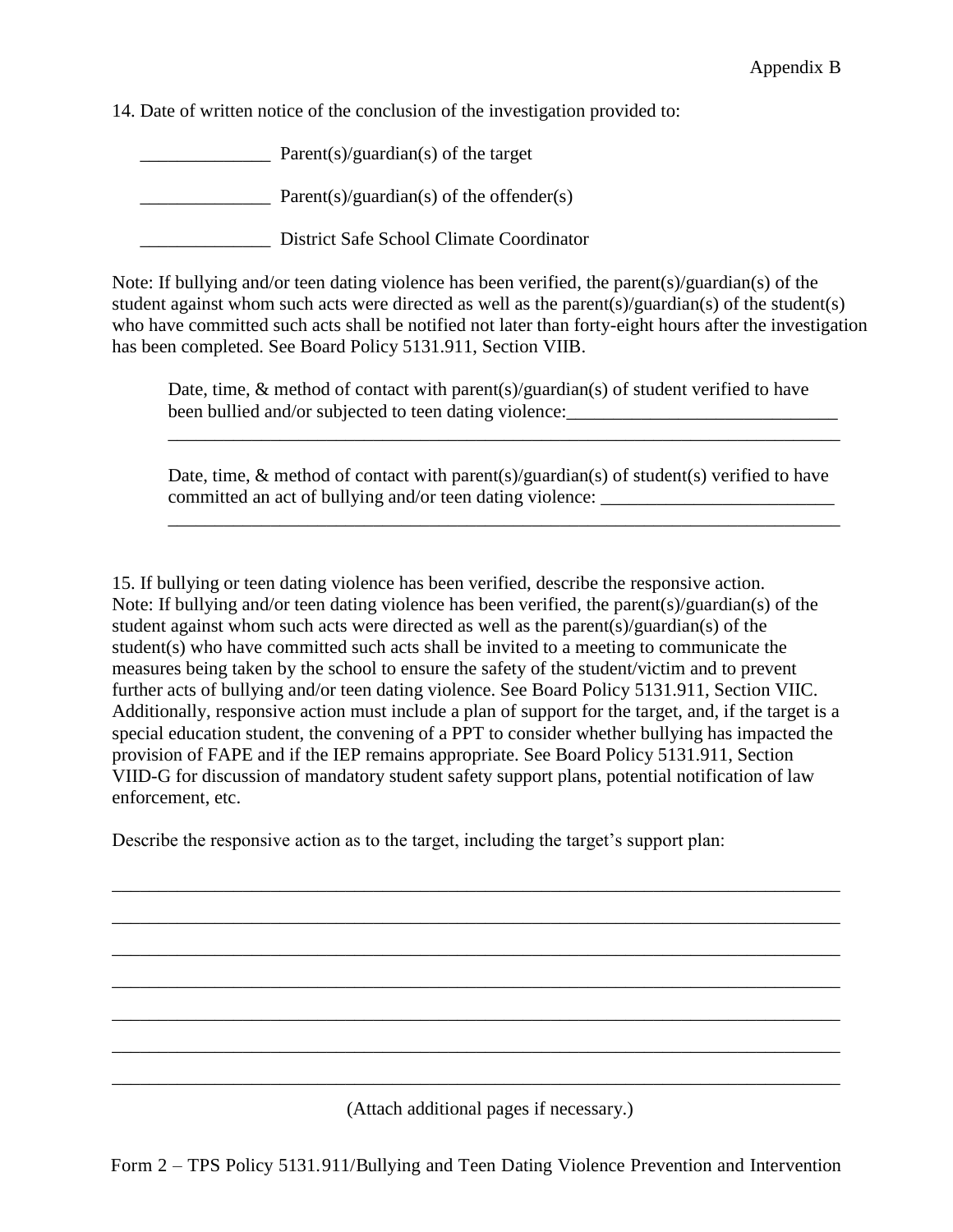14. Date of written notice of the conclusion of the investigation provided to:

______________ Parent(s)/guardian(s) of the target

______________ Parent(s)/guardian(s) of the offender(s)

______________ District Safe School Climate Coordinator

Note: If bullying and/or teen dating violence has been verified, the parent(s)/guardian(s) of the student against whom such acts were directed as well as the parent(s)/guardian(s) of the student(s) who have committed such acts shall be notified not later than forty-eight hours after the investigation has been completed. See Board Policy 5131.911, Section VIIB.

Date, time, & method of contact with parent(s)/guardian(s) of student verified to have been bullied and/or subjected to teen dating violence:_____________________________
___________________________________________________________________________

Date, time, & method of contact with parent(s)/guardian(s) of student(s) verified to have committed an act of bullying and/or teen dating violence: _________________________
___________________________________________________________________________

15. If bullying or teen dating violence has been verified, describe the responsive action. Note: If bullying and/or teen dating violence has been verified, the parent(s)/guardian(s) of the student against whom such acts were directed as well as the parent(s)/guardian(s) of the student(s) who have committed such acts shall be invited to a meeting to communicate the measures being taken by the school to ensure the safety of the student/victim and to prevent further acts of bullying and/or teen dating violence. See Board Policy 5131.911, Section VIIC. Additionally, responsive action must include a plan of support for the target, and, if the target is a special education student, the convening of a PPT to consider whether bullying has impacted the provision of FAPE and if the IEP remains appropriate. See Board Policy 5131.911, Section VIID-G for discussion of mandatory student safety support plans, potential notification of law enforcement, etc.

Describe the responsive action as to the target, including the target's support plan:

___________________________________________________________________________
___________________________________________________________________________
___________________________________________________________________________
___________________________________________________________________________
___________________________________________________________________________
___________________________________________________________________________
___________________________________________________________________________

(Attach additional pages if necessary.)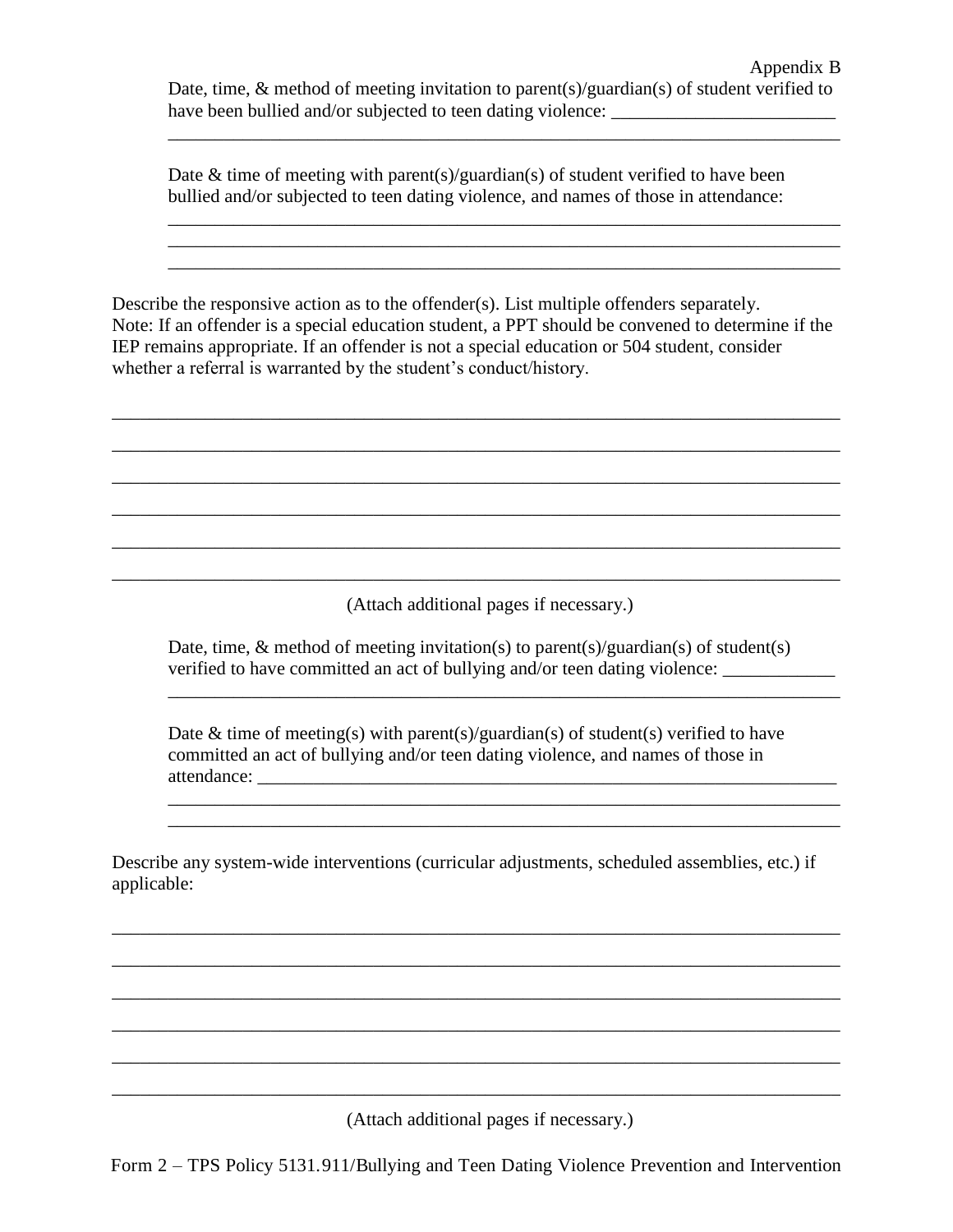Appendix B

Date, time, & method of meeting invitation to parent(s)/guardian(s) of student verified to have been bullied and/or subjected to teen dating violence: ________________________
______________________________________________________________________

Date & time of meeting with parent(s)/guardian(s) of student verified to have been bullied and/or subjected to teen dating violence, and names of those in attendance:
______________________________________________________________________
______________________________________________________________________
______________________________________________________________________

Describe the responsive action as to the offender(s). List multiple offenders separately. Note: If an offender is a special education student, a PPT should be convened to determine if the IEP remains appropriate. If an offender is not a special education or 504 student, consider whether a referral is warranted by the student's conduct/history.

______________________________________________________________________
______________________________________________________________________
______________________________________________________________________
______________________________________________________________________
______________________________________________________________________
______________________________________________________________________

(Attach additional pages if necessary.)

Date, time, & method of meeting invitation(s) to parent(s)/guardian(s) of student(s) verified to have committed an act of bullying and/or teen dating violence: ____________
______________________________________________________________________

Date & time of meeting(s) with parent(s)/guardian(s) of student(s) verified to have committed an act of bullying and/or teen dating violence, and names of those in attendance: _________________________________________________________________
______________________________________________________________________
______________________________________________________________________

Describe any system-wide interventions (curricular adjustments, scheduled assemblies, etc.) if applicable:

______________________________________________________________________
______________________________________________________________________
______________________________________________________________________
______________________________________________________________________
______________________________________________________________________
______________________________________________________________________

(Attach additional pages if necessary.)

Form 2 – TPS Policy 5131.911/Bullying and Teen Dating Violence Prevention and Intervention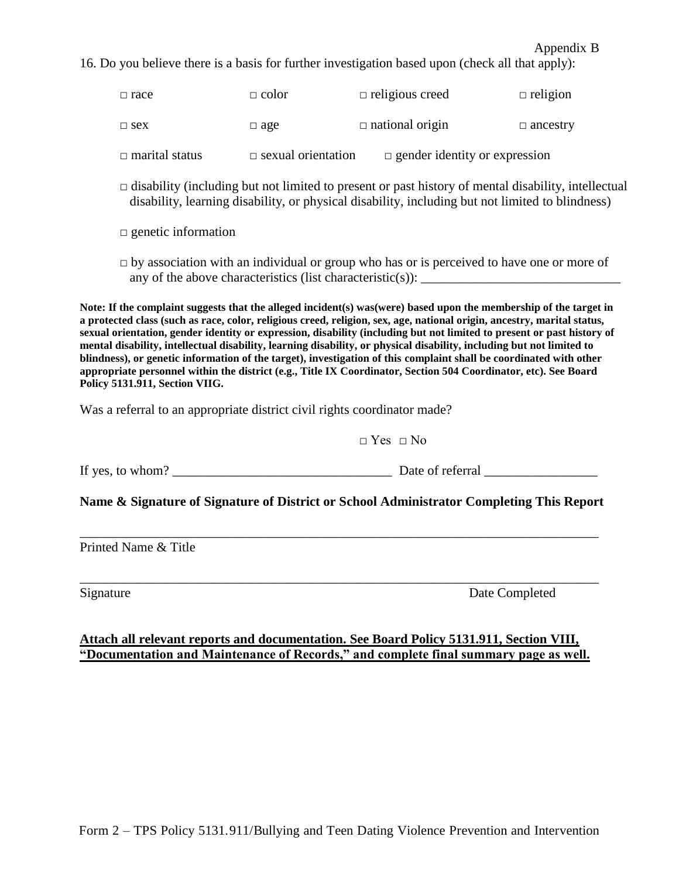Appendix B

16. Do you believe there is a basis for further investigation based upon (check all that apply):

□ race □ color □ religious creed □ religion

□ sex □ age □ national origin □ ancestry

□ marital status □ sexual orientation □ gender identity or expression

□ disability (including but not limited to present or past history of mental disability, intellectual disability, learning disability, or physical disability, including but not limited to blindness)

□ genetic information

□ by association with an individual or group who has or is perceived to have one or more of any of the above characteristics (list characteristic(s)): ______________________________

**Note: If the complaint suggests that the alleged incident(s) was(were) based upon the membership of the target in a protected class (such as race, color, religious creed, religion, sex, age, national origin, ancestry, marital status, sexual orientation, gender identity or expression, disability (including but not limited to present or past history of mental disability, intellectual disability, learning disability, or physical disability, including but not limited to blindness), or genetic information of the target), investigation of this complaint shall be coordinated with other appropriate personnel within the district (e.g., Title IX Coordinator, Section 504 Coordinator, etc). See Board Policy 5131.911, Section VIIG.**

Was a referral to an appropriate district civil rights coordinator made?

□ Yes □ No

If yes, to whom? _________________________________ Date of referral _________________

**Name & Signature of Signature of District or School Administrator Completing This Report**

_______________________________________________________________________________

Printed Name & Title

_______________________________________________________________________________

Signature Date Completed

**Attach all relevant reports and documentation. See Board Policy 5131.911, Section VIII, "Documentation and Maintenance of Records," and complete final summary page as well.**

Form 2 – TPS Policy 5131.911/Bullying and Teen Dating Violence Prevention and Intervention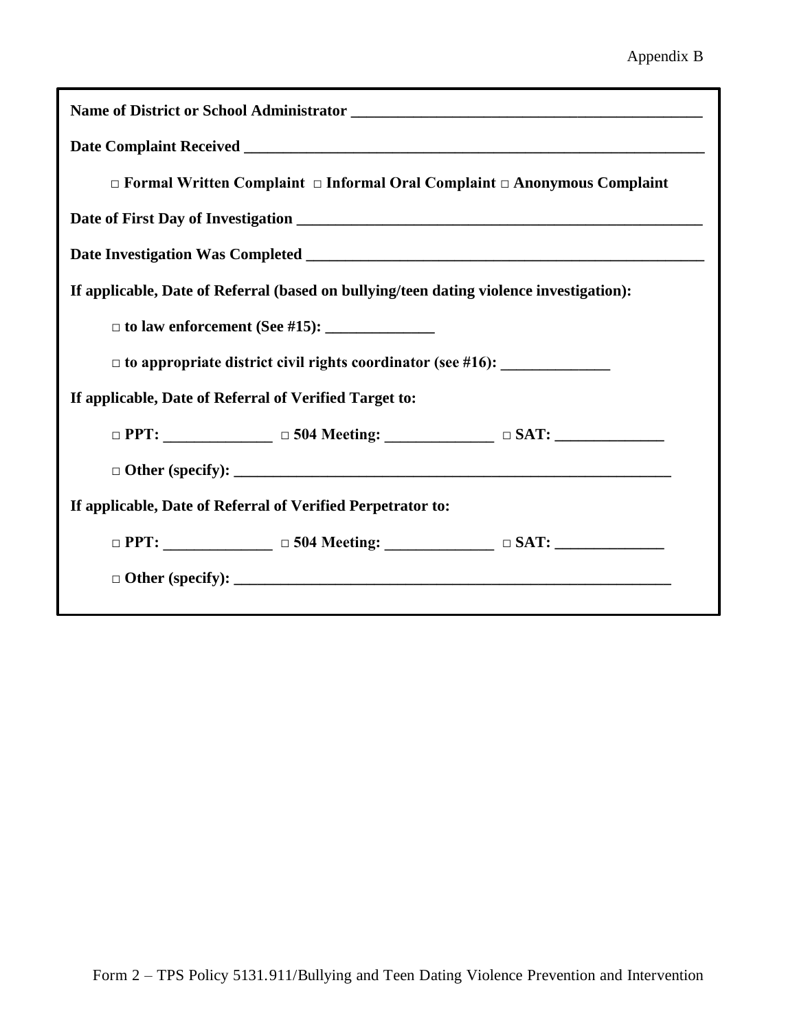Appendix B

**Name of District or School Administrator ______________________________________________**

**Date Complaint Received ____________________________________________________________**

**□ Formal Written Complaint □ Informal Oral Complaint □ Anonymous Complaint**

**Date of First Day of Investigation ______________________________________________________**

**Date Investigation Was Completed ______________________________________________________**

**If applicable, Date of Referral (based on bullying/teen dating violence investigation):**

**□ to law enforcement (See #15): ______________**

**□ to appropriate district civil rights coordinator (see #16): ______________**

**If applicable, Date of Referral of Verified Target to:**

**□ PPT: ______________ □ 504 Meeting: ______________ □ SAT: ______________**

**□ Other (specify): __________________________________________________________**

**If applicable, Date of Referral of Verified Perpetrator to:**

**□ PPT: ______________ □ 504 Meeting: ______________ □ SAT: ______________**

**□ Other (specify): __________________________________________________________**

Form 2 – TPS Policy 5131.911/Bullying and Teen Dating Violence Prevention and Intervention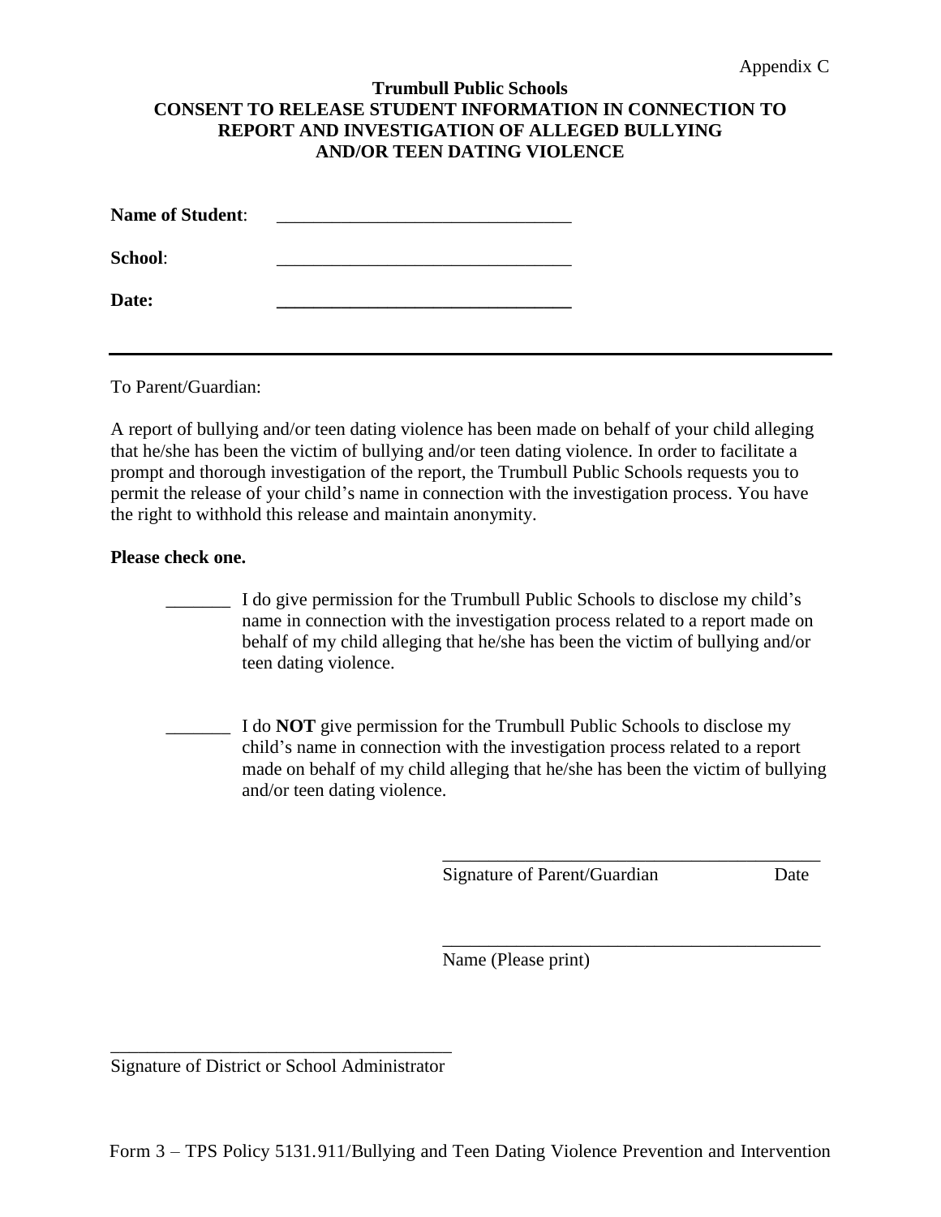Appendix C

**Trumbull Public Schools**
**CONSENT TO RELEASE STUDENT INFORMATION IN CONNECTION TO REPORT AND INVESTIGATION OF ALLEGED BULLYING AND/OR TEEN DATING VIOLENCE**

**Name of Student**: ________________________________

**School**: ________________________________

**Date:** ________________________________

---

To Parent/Guardian:

A report of bullying and/or teen dating violence has been made on behalf of your child alleging that he/she has been the victim of bullying and/or teen dating violence. In order to facilitate a prompt and thorough investigation of the report, the Trumbull Public Schools requests you to permit the release of your child's name in connection with the investigation process. You have the right to withhold this release and maintain anonymity.

**Please check one.**

_______ I do give permission for the Trumbull Public Schools to disclose my child's name in connection with the investigation process related to a report made on behalf of my child alleging that he/she has been the victim of bullying and/or teen dating violence.

_______ I do **NOT** give permission for the Trumbull Public Schools to disclose my child's name in connection with the investigation process related to a report made on behalf of my child alleging that he/she has been the victim of bullying and/or teen dating violence.

__________________________________________
Signature of Parent/Guardian Date

__________________________________________
Name (Please print)

_____________________________________
Signature of District or School Administrator

Form 3 – TPS Policy 5131.911/Bullying and Teen Dating Violence Prevention and Intervention